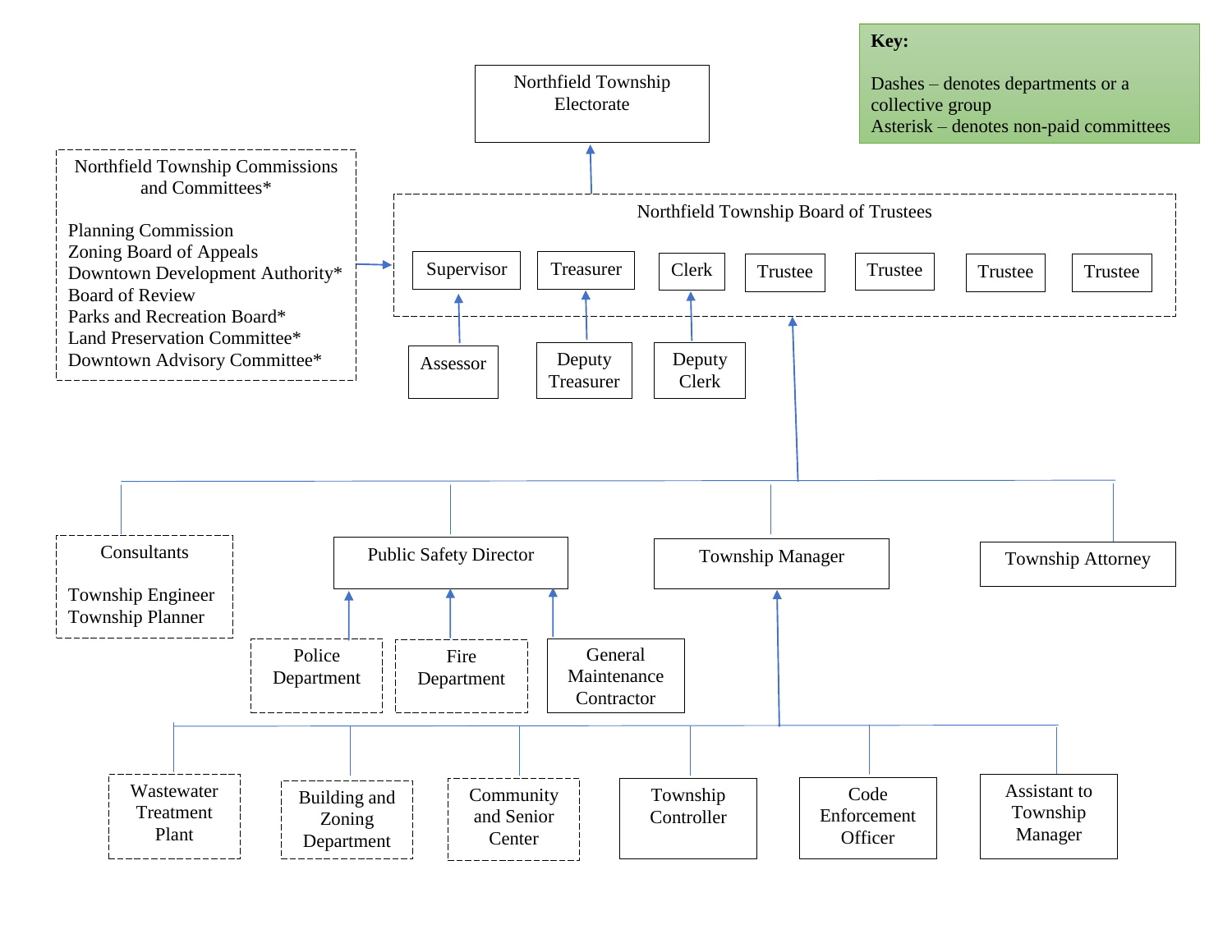**Key:**

Dashes – denotes departments or a collective group
Asterisk – denotes non-paid committees

Northfield Township Electorate

Northfield Township Board of Trustees

- Supervisor
- Treasurer
- Clerk
- Trustee
- Trustee
- Trustee
- Trustee

Assessor

Deputy Treasurer

Deputy Clerk

Northfield Township Commissions and Committees*

- Planning Commission
- Zoning Board of Appeals
- Downtown Development Authority*
- Board of Review
- Parks and Recreation Board*
- Land Preservation Committee*
- Downtown Advisory Committee*

Consultants

- Township Engineer
- Township Planner

Public Safety Director

- Police Department
- Fire Department
- General Maintenance Contractor

Township Manager

- Wastewater Treatment Plant
- Building and Zoning Department
- Community and Senior Center
- Township Controller
- Code Enforcement Officer
- Assistant to Township Manager

Township Attorney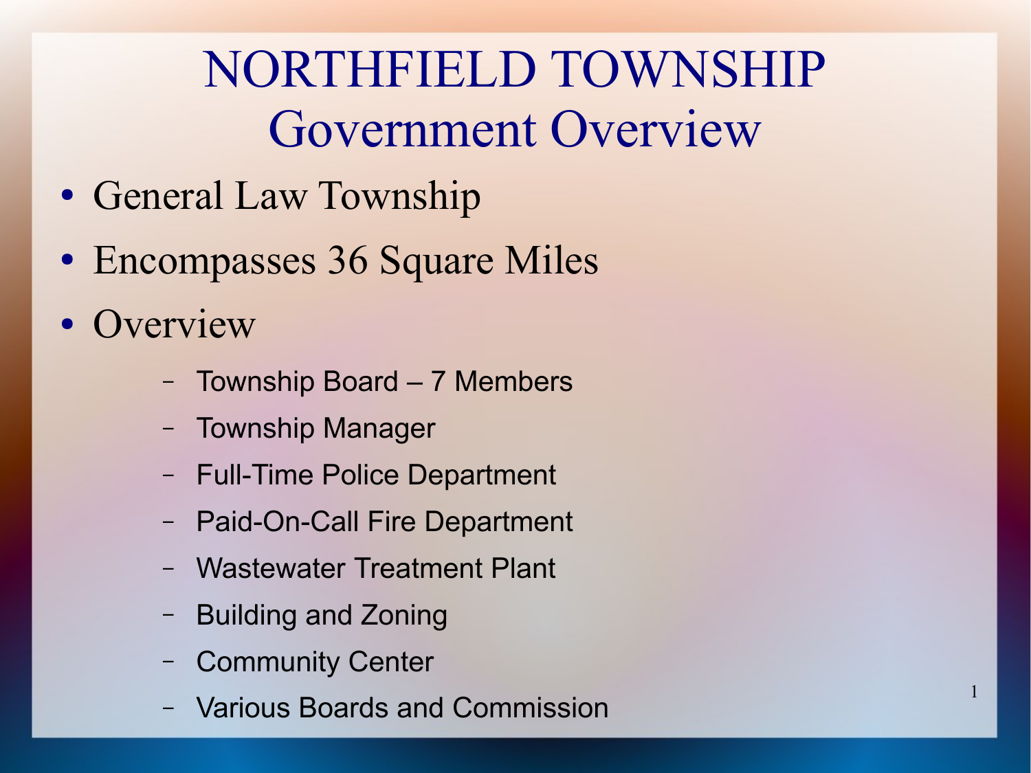# NORTHFIELD TOWNSHIP
# Government Overview

- General Law Township
- Encompasses 36 Square Miles
- Overview
  - Township Board – 7 Members
  - Township Manager
  - Full-Time Police Department
  - Paid-On-Call Fire Department
  - Wastewater Treatment Plant
  - Building and Zoning
  - Community Center
  - Various Boards and Commission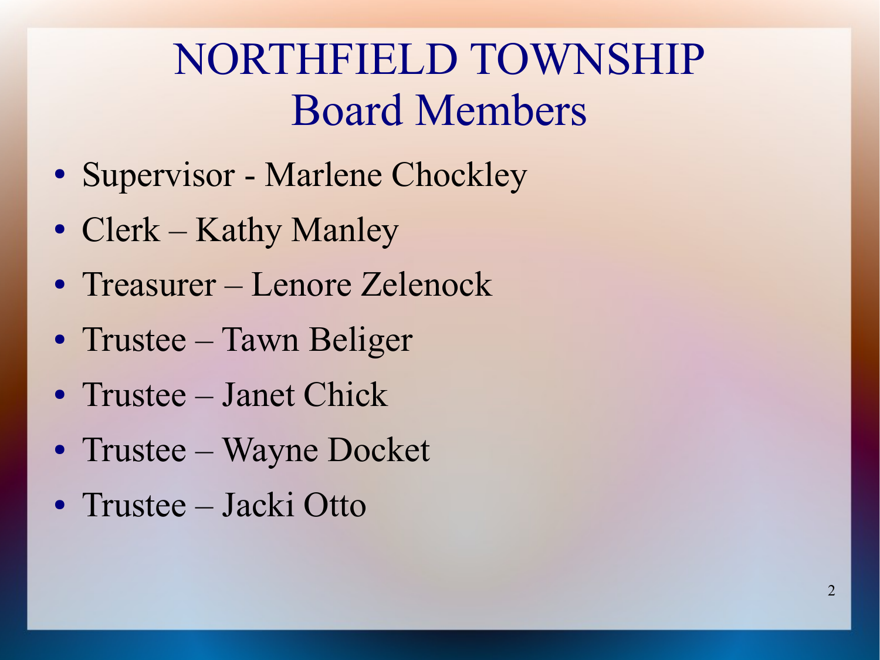# NORTHFIELD TOWNSHIP
## Board Members

- Supervisor - Marlene Chockley
- Clerk – Kathy Manley
- Treasurer – Lenore Zelenock
- Trustee – Tawn Beliger
- Trustee – Janet Chick
- Trustee – Wayne Docket
- Trustee – Jacki Otto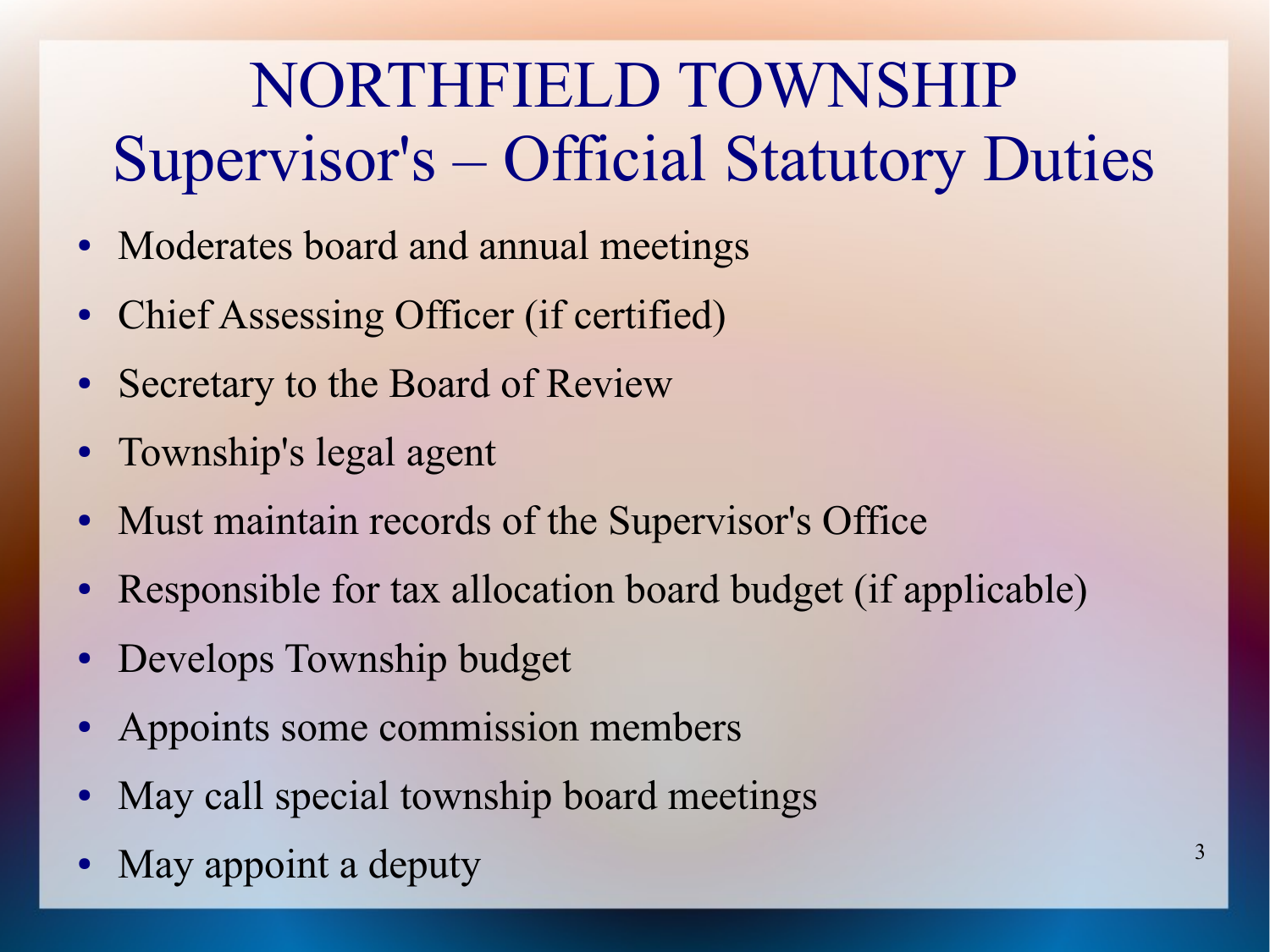# NORTHFIELD TOWNSHIP
## Supervisor's – Official Statutory Duties

- Moderates board and annual meetings
- Chief Assessing Officer (if certified)
- Secretary to the Board of Review
- Township's legal agent
- Must maintain records of the Supervisor's Office
- Responsible for tax allocation board budget (if applicable)
- Develops Township budget
- Appoints some commission members
- May call special township board meetings
- May appoint a deputy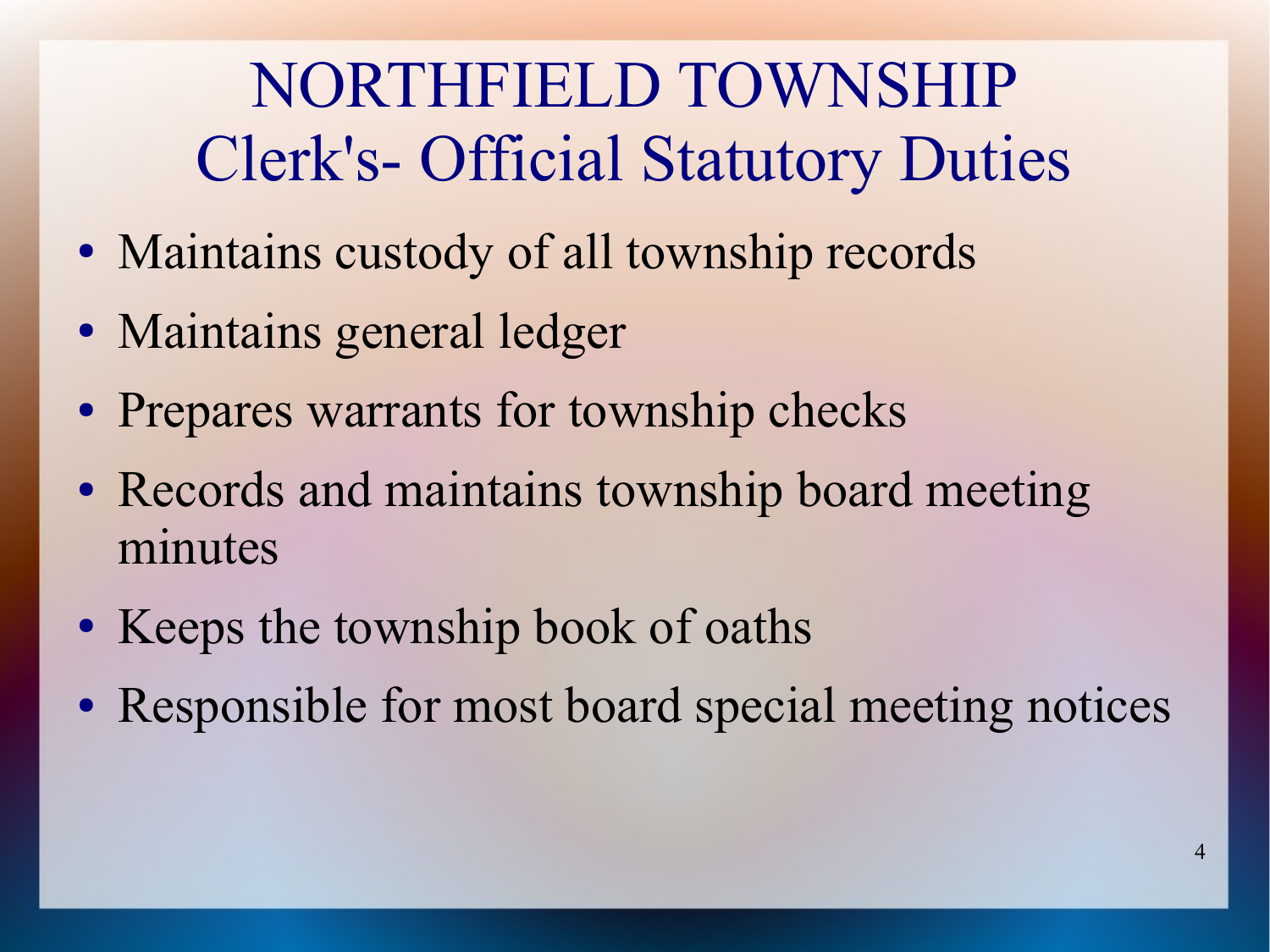# NORTHFIELD TOWNSHIP
## Clerk's- Official Statutory Duties

- Maintains custody of all township records
- Maintains general ledger
- Prepares warrants for township checks
- Records and maintains township board meeting minutes
- Keeps the township book of oaths
- Responsible for most board special meeting notices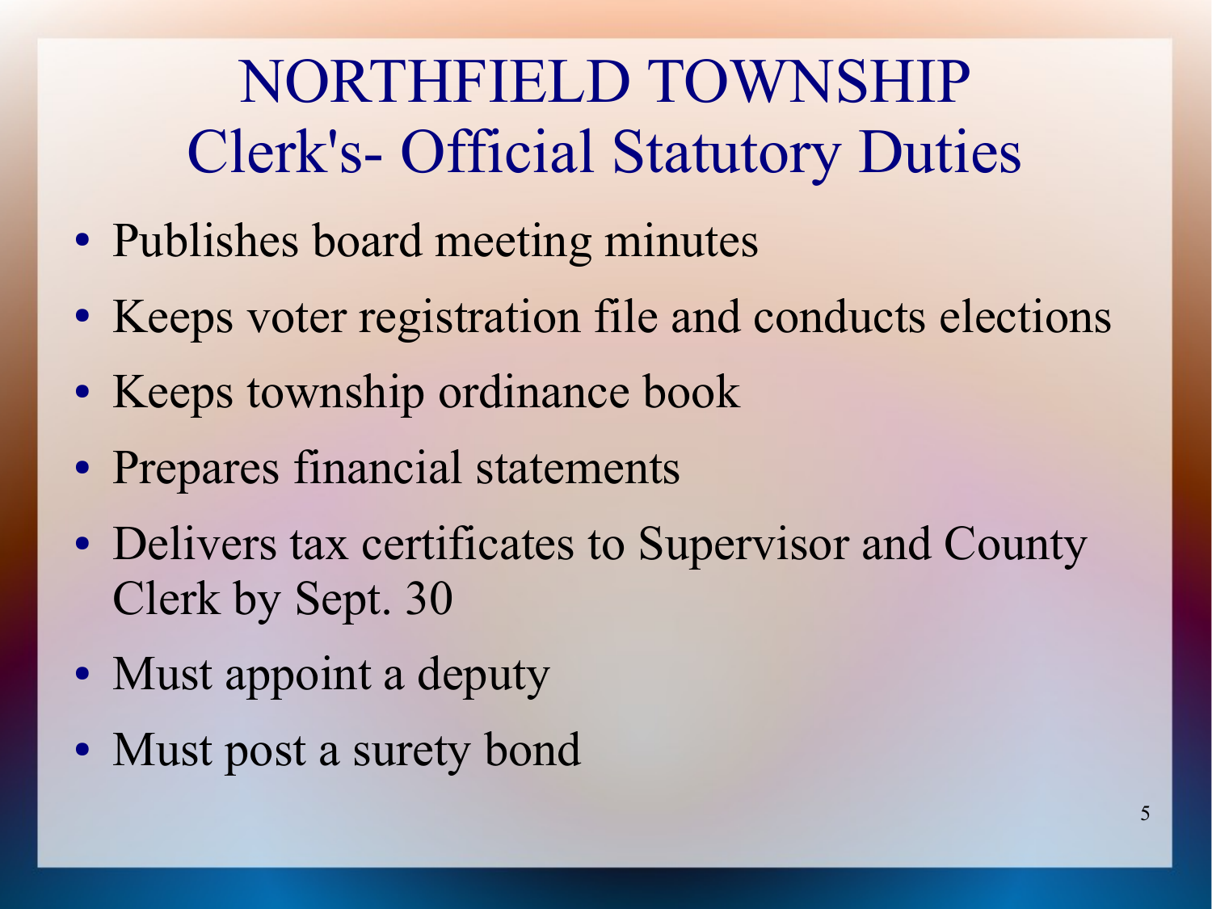# NORTHFIELD TOWNSHIP
## Clerk's- Official Statutory Duties

- Publishes board meeting minutes
- Keeps voter registration file and conducts elections
- Keeps township ordinance book
- Prepares financial statements
- Delivers tax certificates to Supervisor and County Clerk by Sept. 30
- Must appoint a deputy
- Must post a surety bond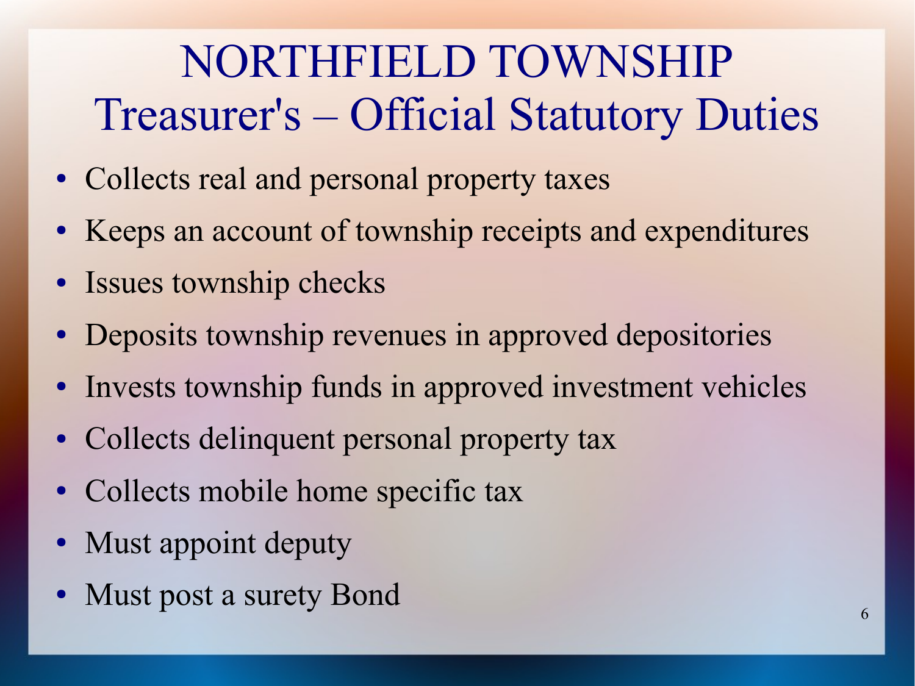# NORTHFIELD TOWNSHIP
# Treasurer's – Official Statutory Duties

- Collects real and personal property taxes
- Keeps an account of township receipts and expenditures
- Issues township checks
- Deposits township revenues in approved depositories
- Invests township funds in approved investment vehicles
- Collects delinquent personal property tax
- Collects mobile home specific tax
- Must appoint deputy
- Must post a surety Bond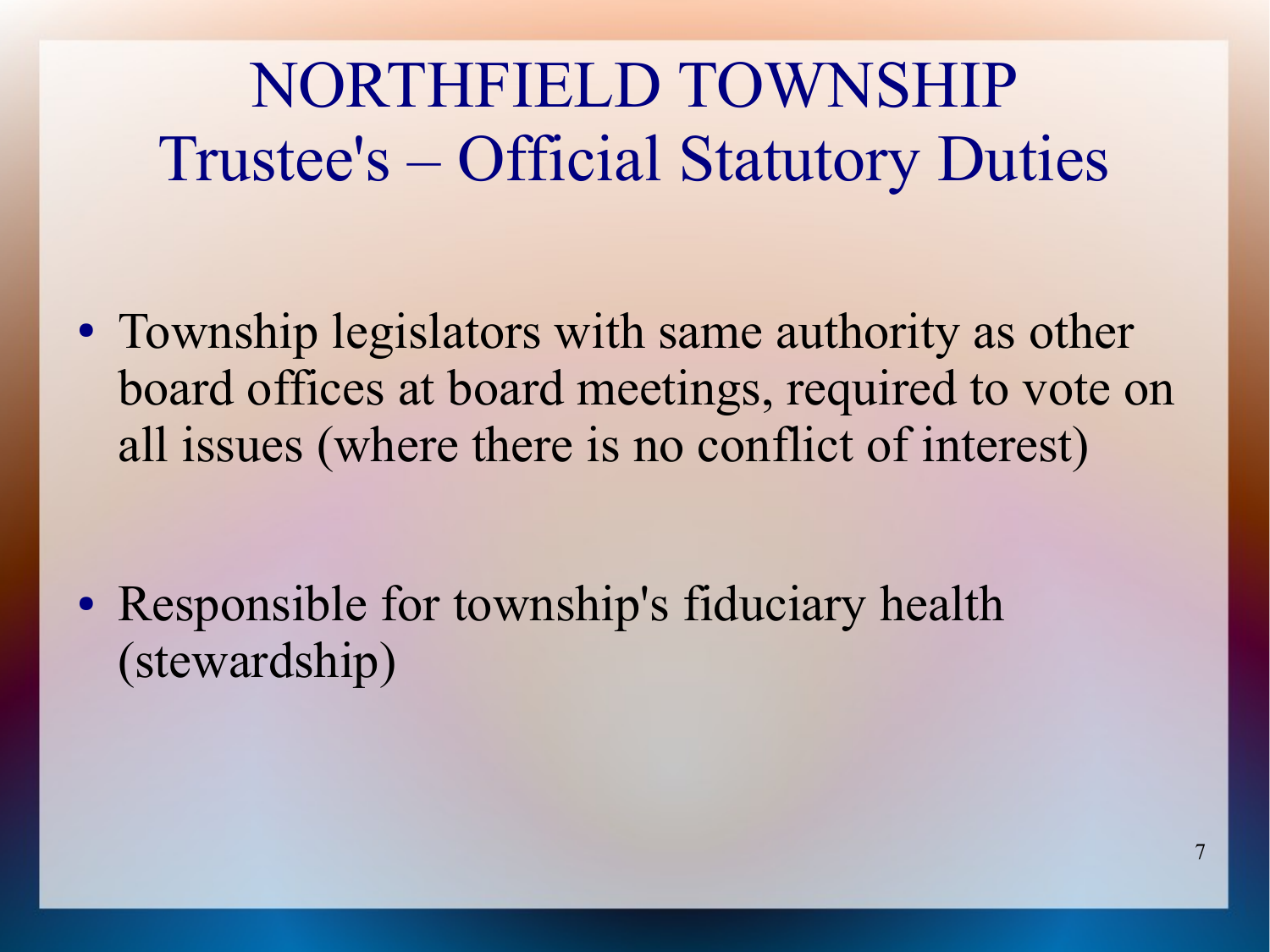# NORTHFIELD TOWNSHIP
## Trustee's – Official Statutory Duties

- Township legislators with same authority as other board offices at board meetings, required to vote on all issues (where there is no conflict of interest)
- Responsible for township's fiduciary health (stewardship)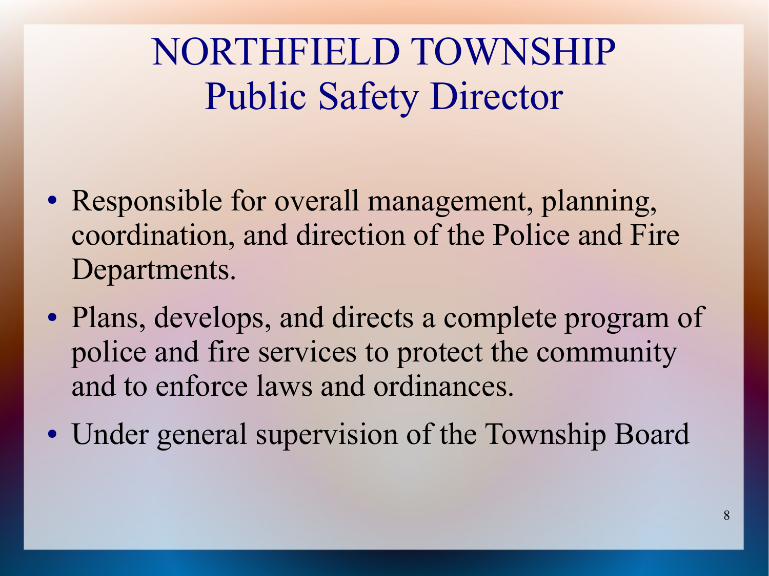# NORTHFIELD TOWNSHIP
## Public Safety Director

- Responsible for overall management, planning, coordination, and direction of the Police and Fire Departments.
- Plans, develops, and directs a complete program of police and fire services to protect the community and to enforce laws and ordinances.
- Under general supervision of the Township Board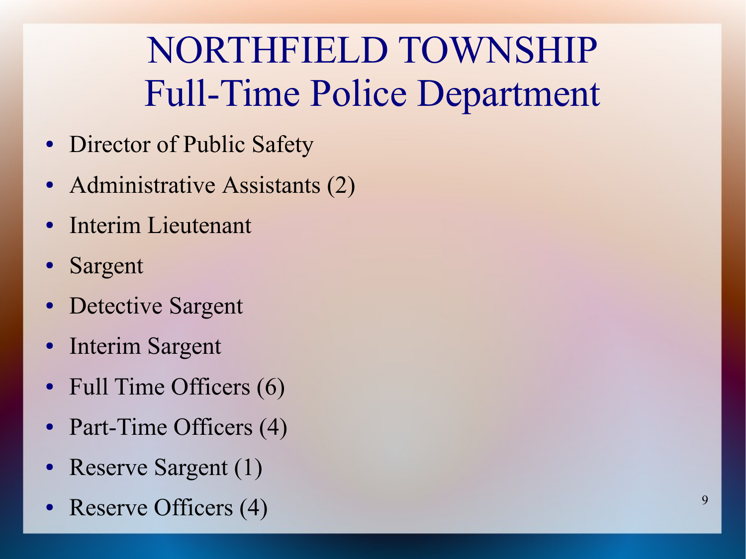# NORTHFIELD TOWNSHIP
# Full-Time Police Department

- Director of Public Safety
- Administrative Assistants (2)
- Interim Lieutenant
- Sargent
- Detective Sargent
- Interim Sargent
- Full Time Officers (6)
- Part-Time Officers (4)
- Reserve Sargent (1)
- Reserve Officers (4)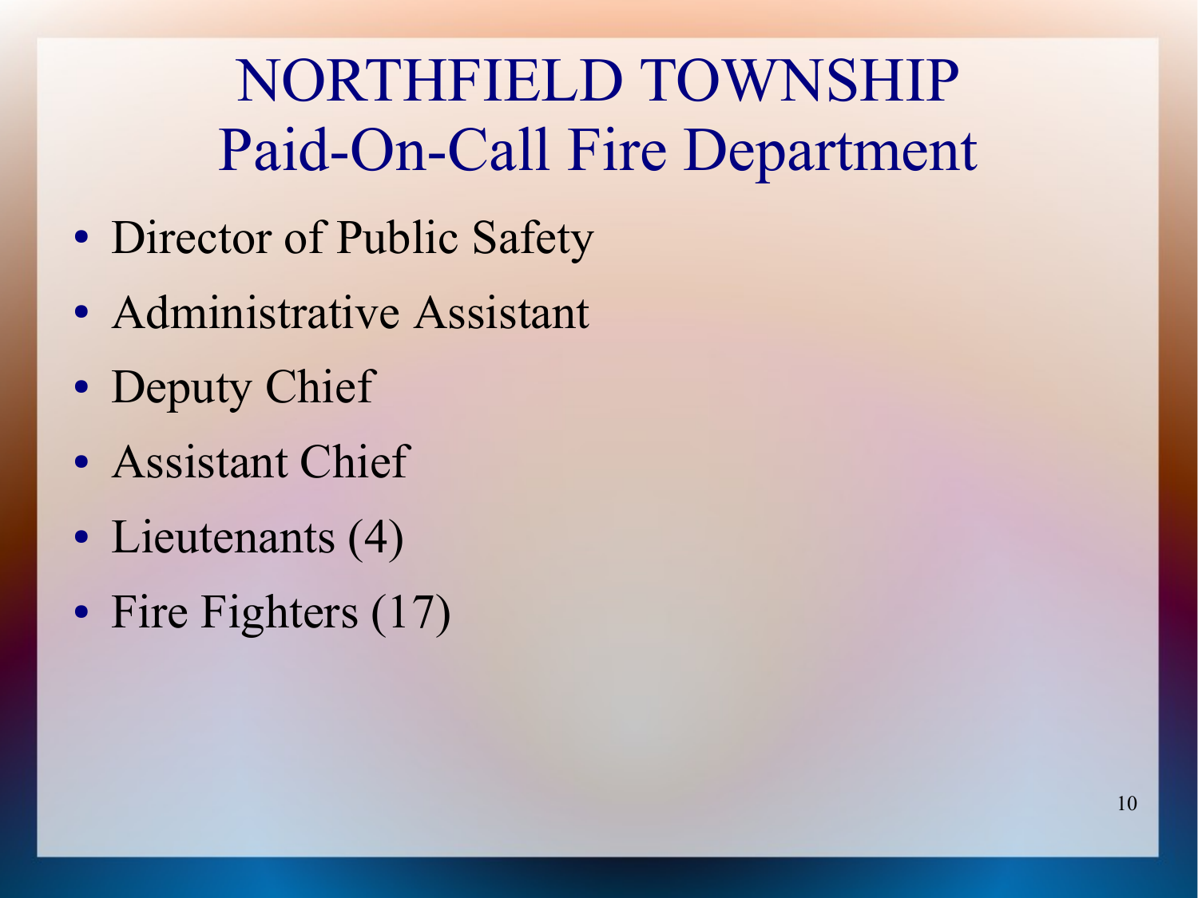# NORTHFIELD TOWNSHIP
## Paid-On-Call Fire Department

- Director of Public Safety
- Administrative Assistant
- Deputy Chief
- Assistant Chief
- Lieutenants (4)
- Fire Fighters (17)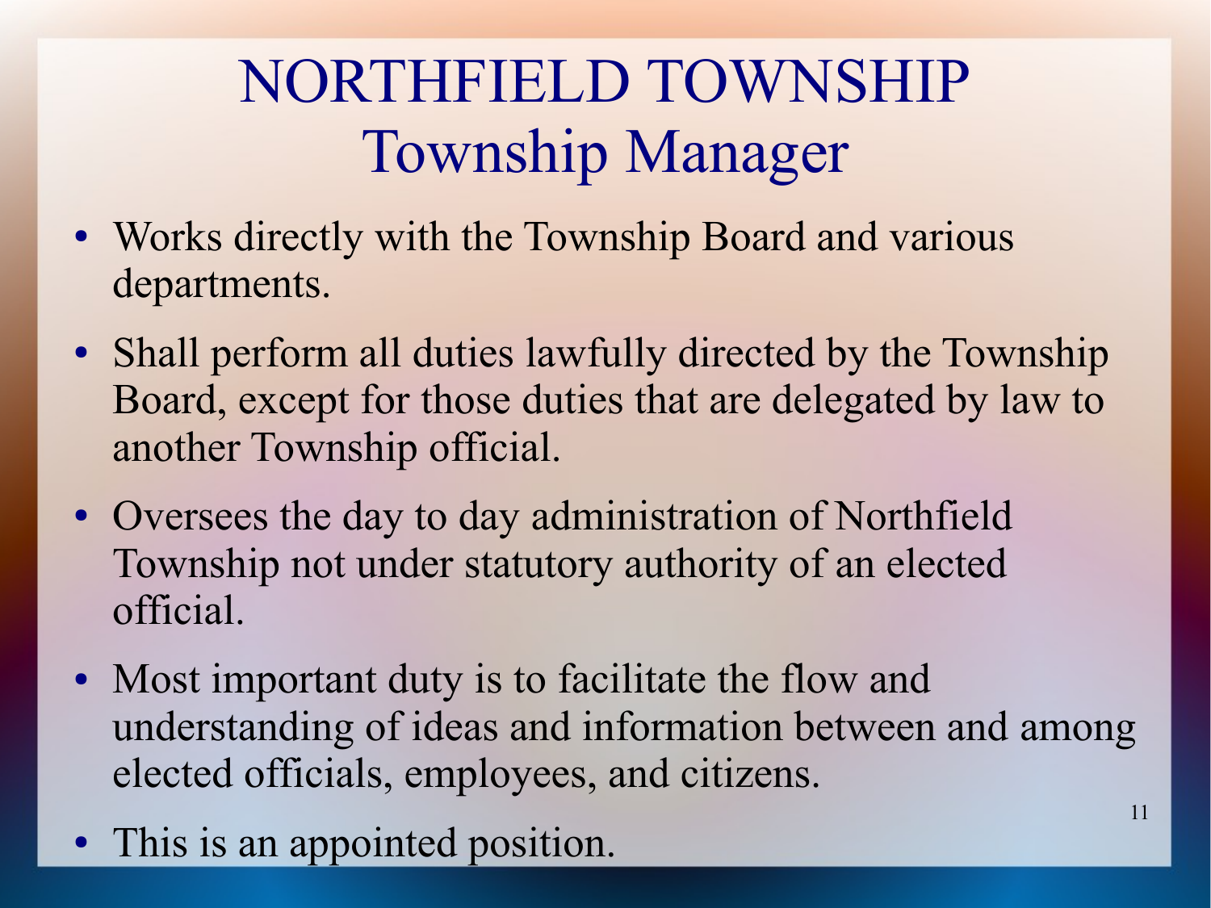# NORTHFIELD TOWNSHIP
## Township Manager

- Works directly with the Township Board and various departments.
- Shall perform all duties lawfully directed by the Township Board, except for those duties that are delegated by law to another Township official.
- Oversees the day to day administration of Northfield Township not under statutory authority of an elected official.
- Most important duty is to facilitate the flow and understanding of ideas and information between and among elected officials, employees, and citizens.
- This is an appointed position.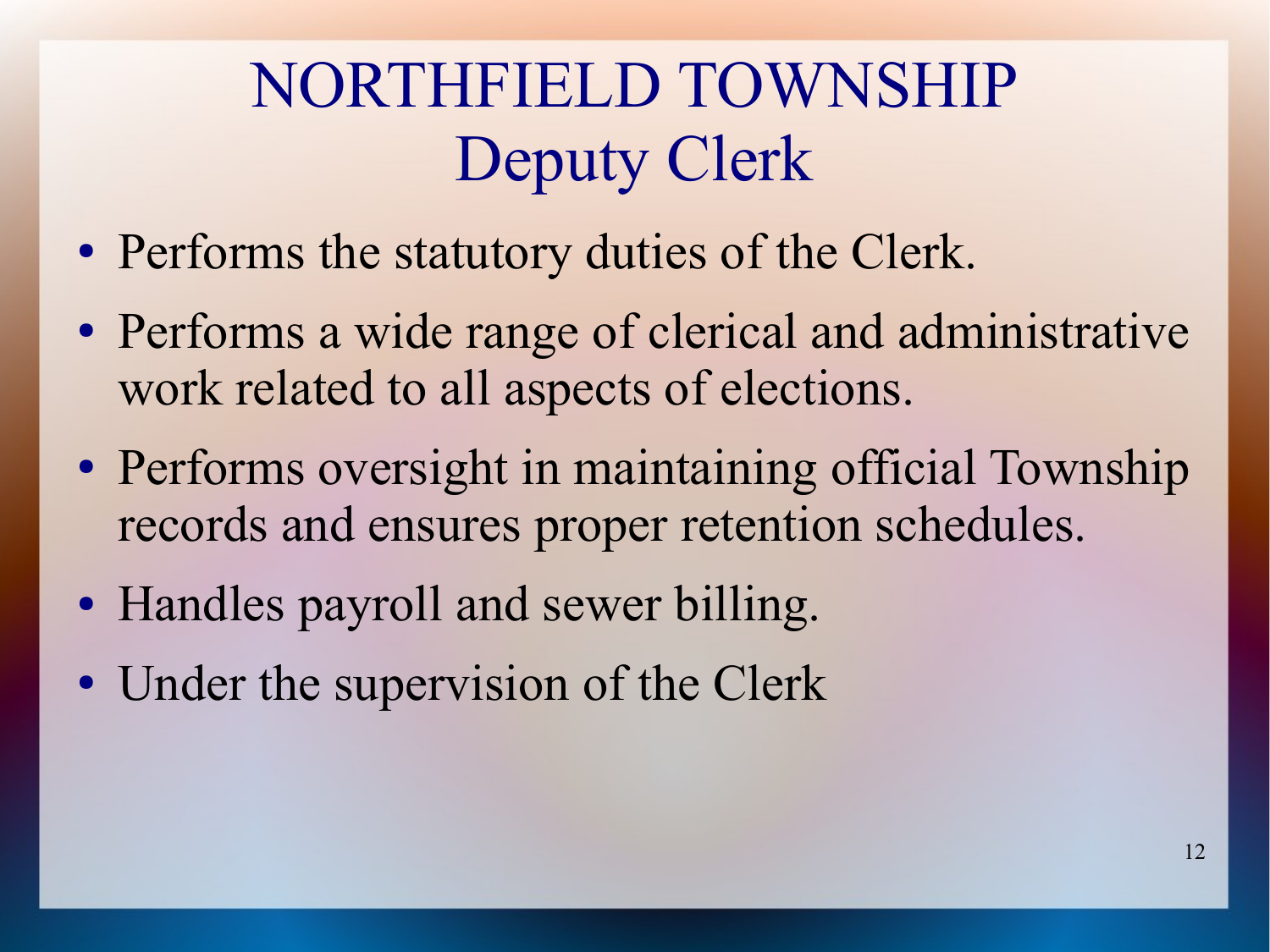# NORTHFIELD TOWNSHIP
## Deputy Clerk

- Performs the statutory duties of the Clerk.
- Performs a wide range of clerical and administrative work related to all aspects of elections.
- Performs oversight in maintaining official Township records and ensures proper retention schedules.
- Handles payroll and sewer billing.
- Under the supervision of the Clerk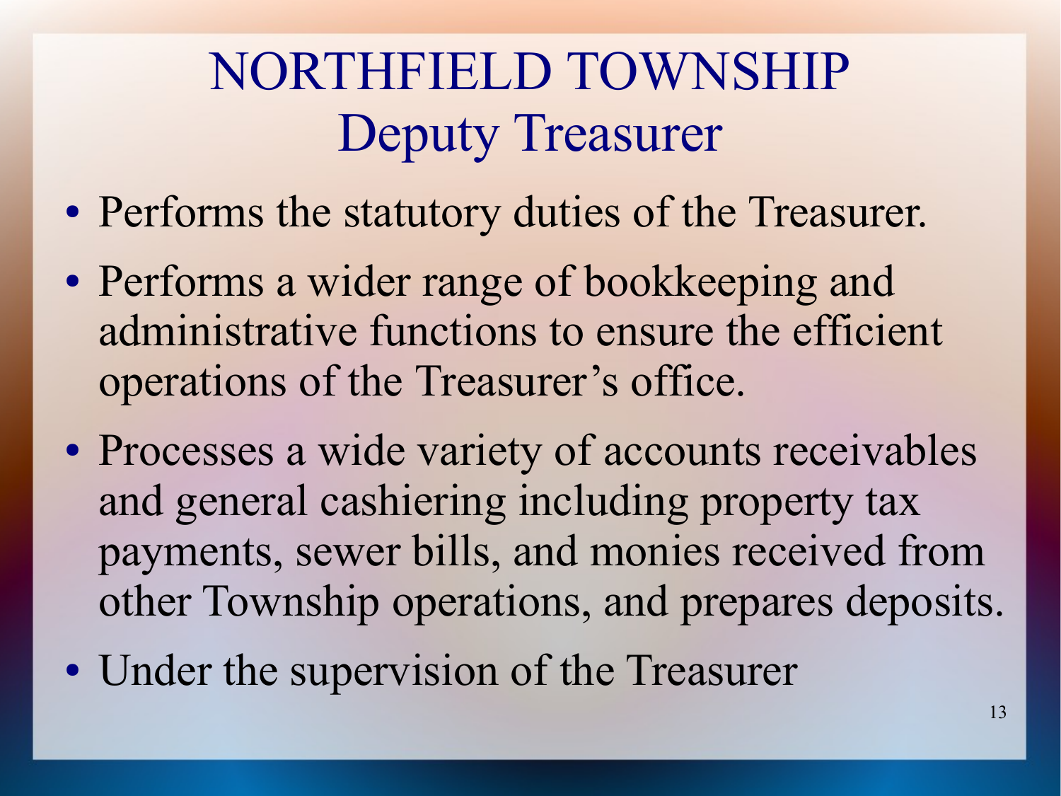# NORTHFIELD TOWNSHIP
## Deputy Treasurer

- Performs the statutory duties of the Treasurer.
- Performs a wider range of bookkeeping and administrative functions to ensure the efficient operations of the Treasurer's office.
- Processes a wide variety of accounts receivables and general cashiering including property tax payments, sewer bills, and monies received from other Township operations, and prepares deposits.
- Under the supervision of the Treasurer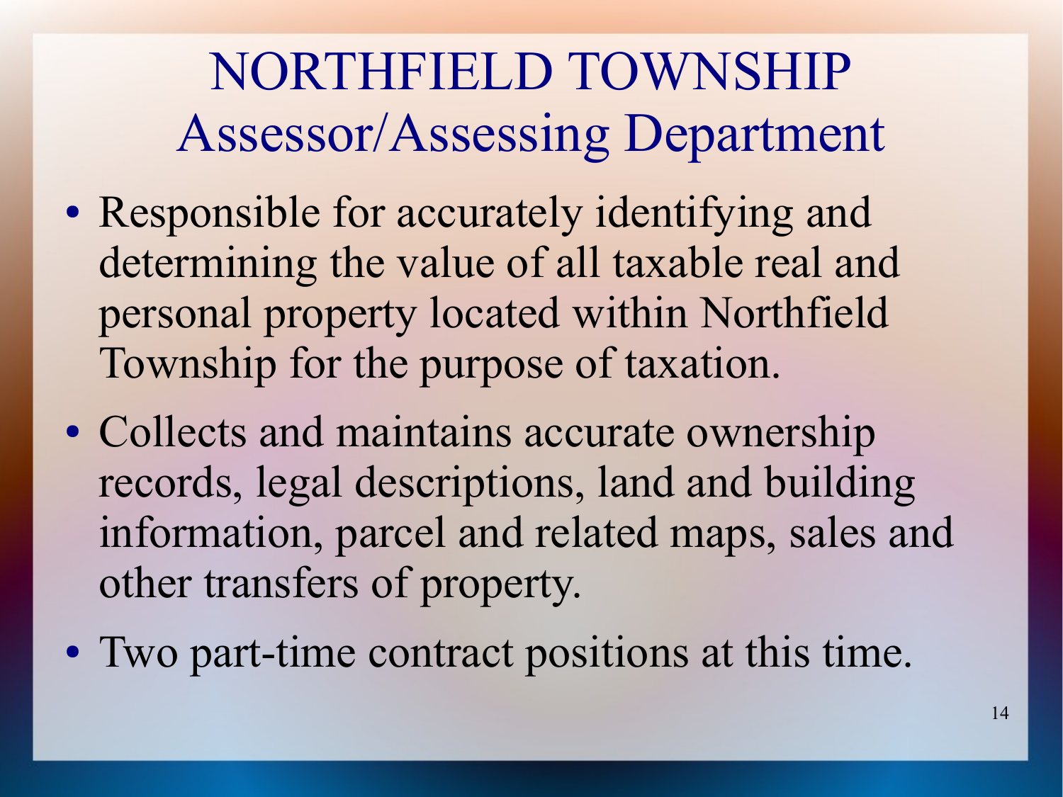# NORTHFIELD TOWNSHIP
## Assessor/Assessing Department

- Responsible for accurately identifying and determining the value of all taxable real and personal property located within Northfield Township for the purpose of taxation.
- Collects and maintains accurate ownership records, legal descriptions, land and building information, parcel and related maps, sales and other transfers of property.
- Two part-time contract positions at this time.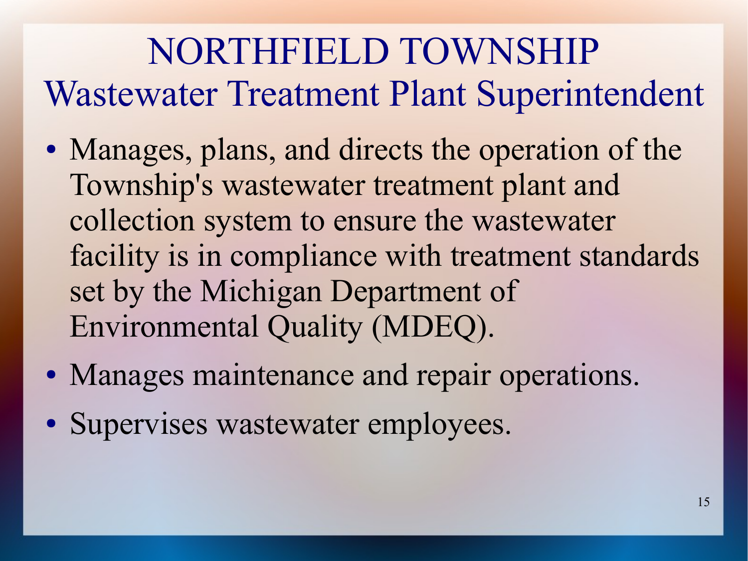# NORTHFIELD TOWNSHIP
## Wastewater Treatment Plant Superintendent

- Manages, plans, and directs the operation of the Township's wastewater treatment plant and collection system to ensure the wastewater facility is in compliance with treatment standards set by the Michigan Department of Environmental Quality (MDEQ).
- Manages maintenance and repair operations.
- Supervises wastewater employees.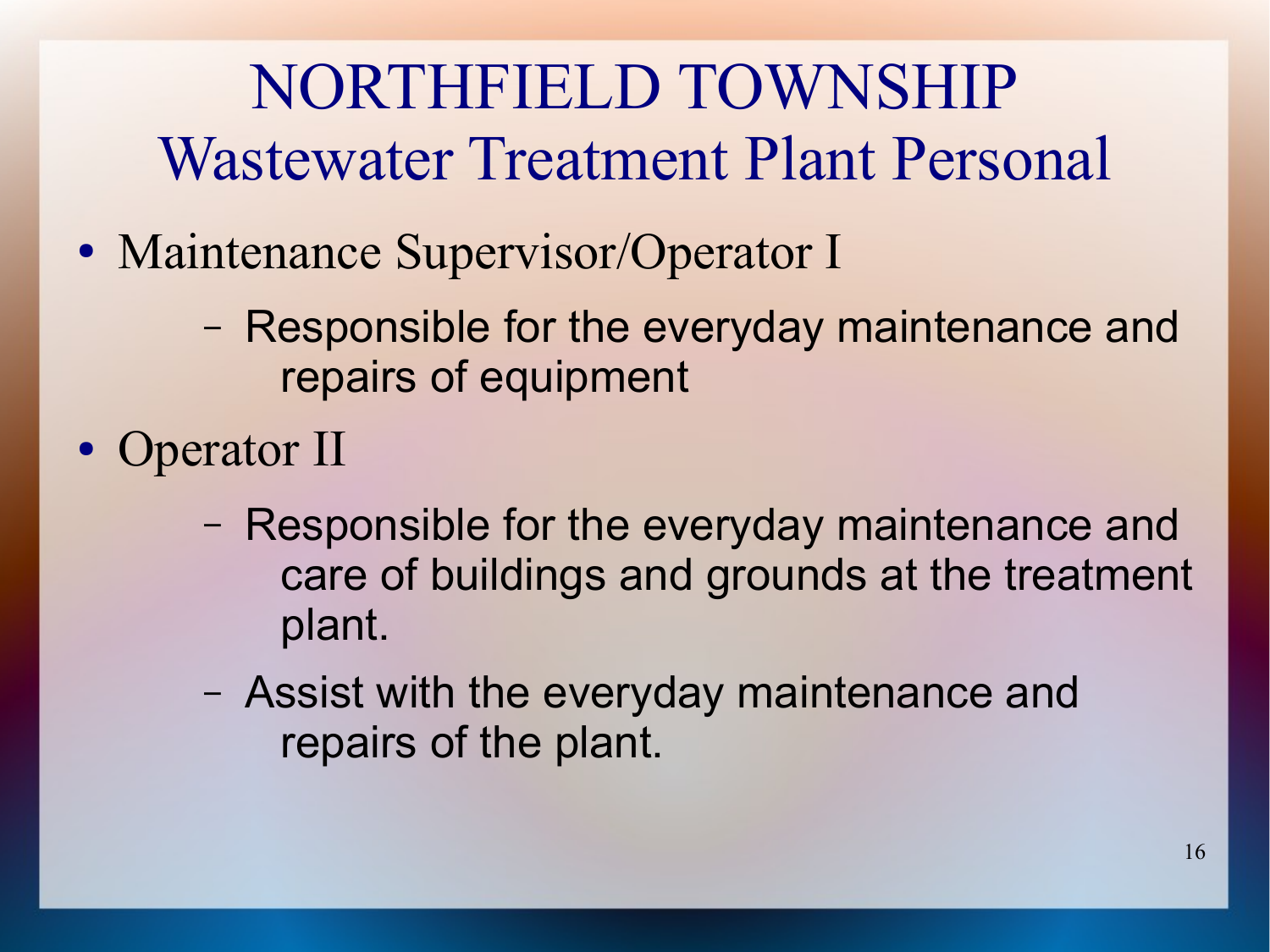# NORTHFIELD TOWNSHIP
## Wastewater Treatment Plant Personal

- Maintenance Supervisor/Operator I
  - Responsible for the everyday maintenance and repairs of equipment
- Operator II
  - Responsible for the everyday maintenance and care of buildings and grounds at the treatment plant.
  - Assist with the everyday maintenance and repairs of the plant.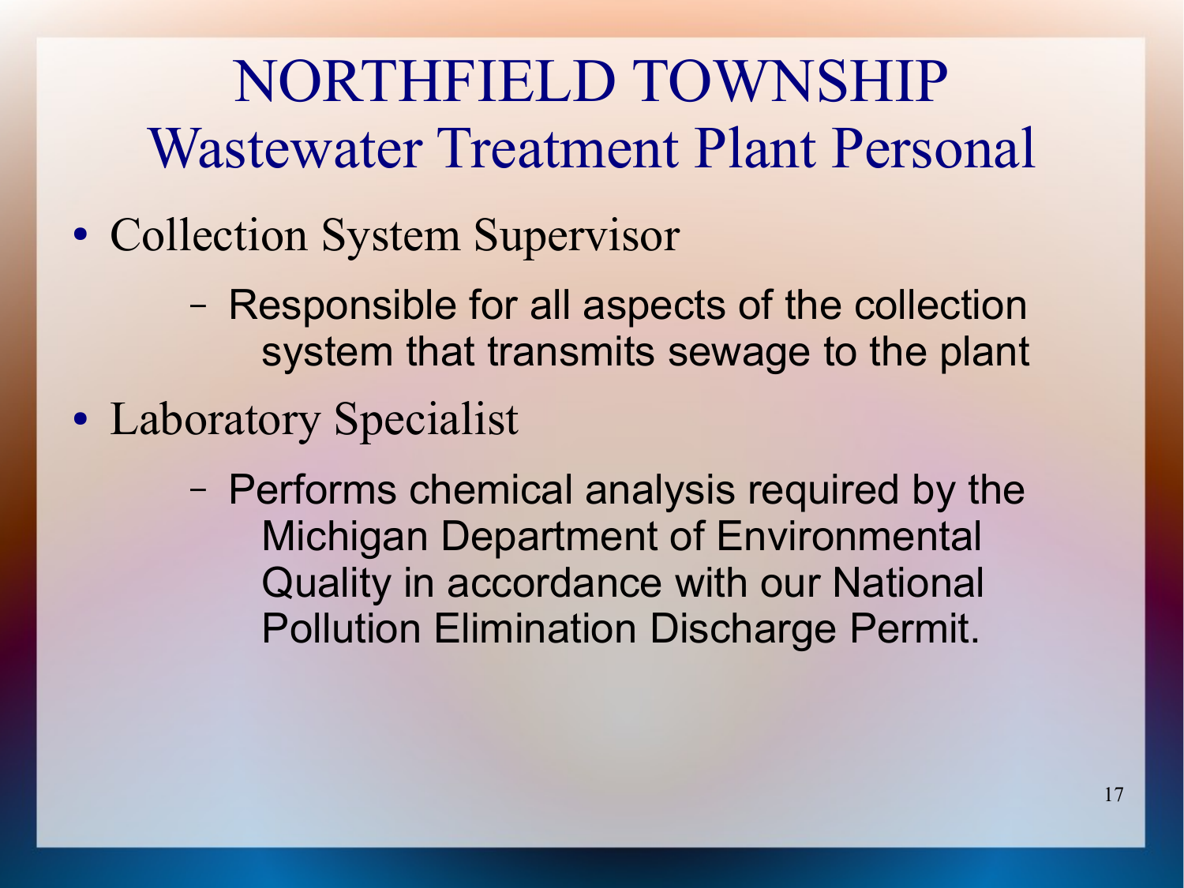# NORTHFIELD TOWNSHIP
## Wastewater Treatment Plant Personal

- Collection System Supervisor
  - Responsible for all aspects of the collection system that transmits sewage to the plant
- Laboratory Specialist
  - Performs chemical analysis required by the Michigan Department of Environmental Quality in accordance with our National Pollution Elimination Discharge Permit.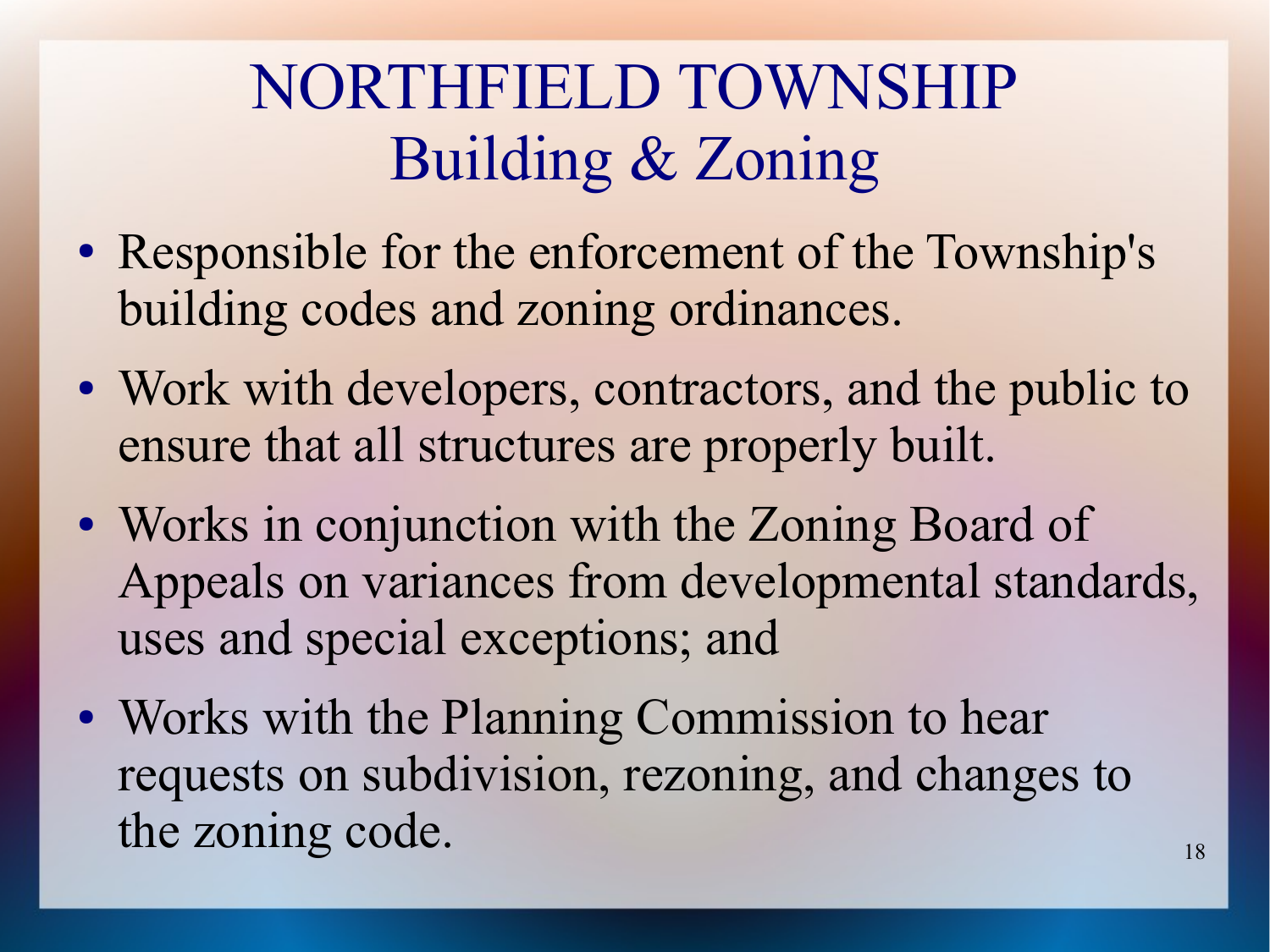# NORTHFIELD TOWNSHIP
## Building & Zoning

- Responsible for the enforcement of the Township's building codes and zoning ordinances.
- Work with developers, contractors, and the public to ensure that all structures are properly built.
- Works in conjunction with the Zoning Board of Appeals on variances from developmental standards, uses and special exceptions; and
- Works with the Planning Commission to hear requests on subdivision, rezoning, and changes to the zoning code.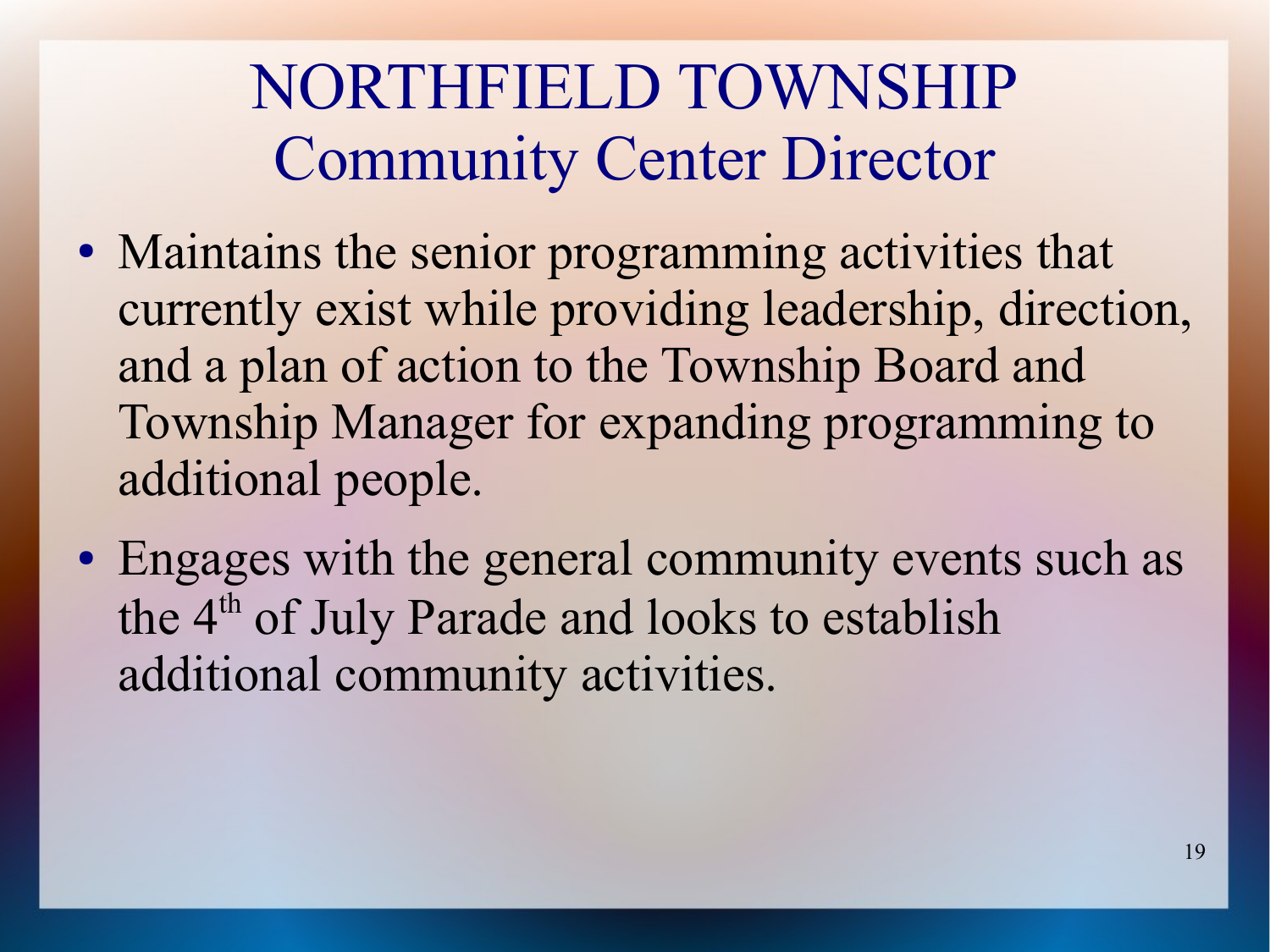# NORTHFIELD TOWNSHIP
## Community Center Director

- Maintains the senior programming activities that currently exist while providing leadership, direction, and a plan of action to the Township Board and Township Manager for expanding programming to additional people.
- Engages with the general community events such as the 4th of July Parade and looks to establish additional community activities.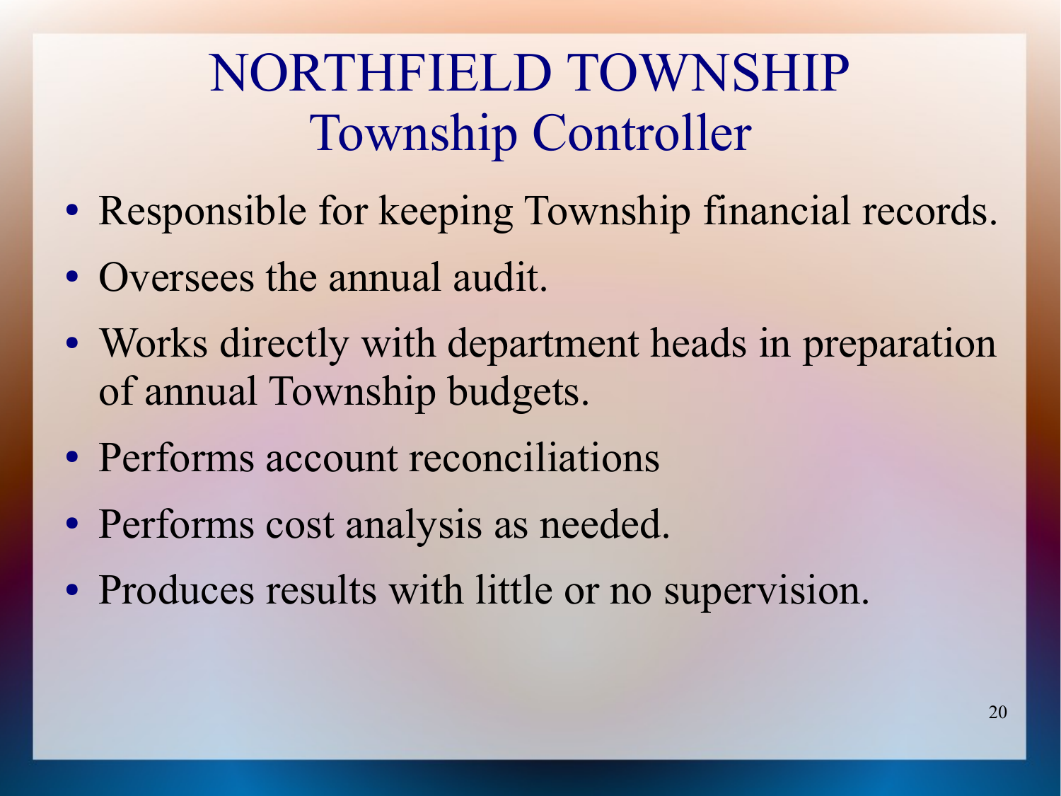# NORTHFIELD TOWNSHIP
## Township Controller

- Responsible for keeping Township financial records.
- Oversees the annual audit.
- Works directly with department heads in preparation of annual Township budgets.
- Performs account reconciliations
- Performs cost analysis as needed.
- Produces results with little or no supervision.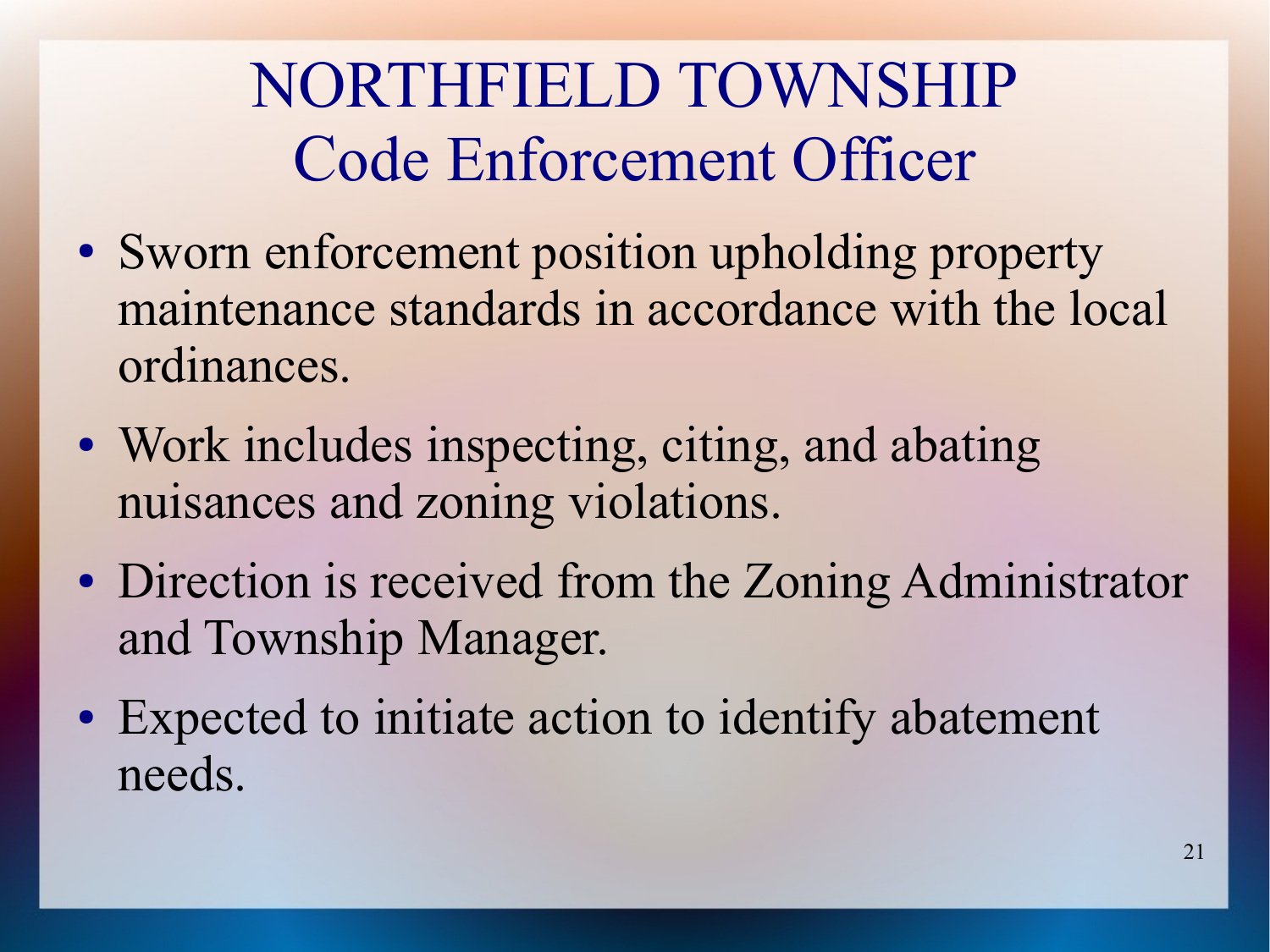# NORTHFIELD TOWNSHIP
## Code Enforcement Officer

- Sworn enforcement position upholding property maintenance standards in accordance with the local ordinances.
- Work includes inspecting, citing, and abating nuisances and zoning violations.
- Direction is received from the Zoning Administrator and Township Manager.
- Expected to initiate action to identify abatement needs.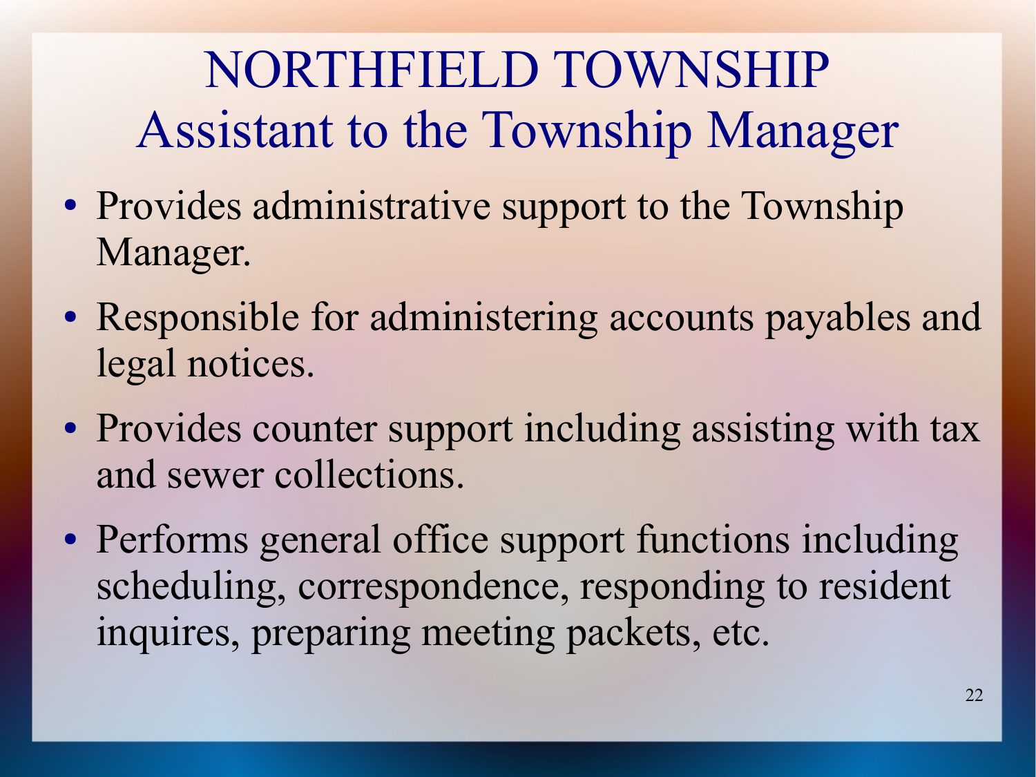# NORTHFIELD TOWNSHIP
## Assistant to the Township Manager

- Provides administrative support to the Township Manager.
- Responsible for administering accounts payables and legal notices.
- Provides counter support including assisting with tax and sewer collections.
- Performs general office support functions including scheduling, correspondence, responding to resident inquires, preparing meeting packets, etc.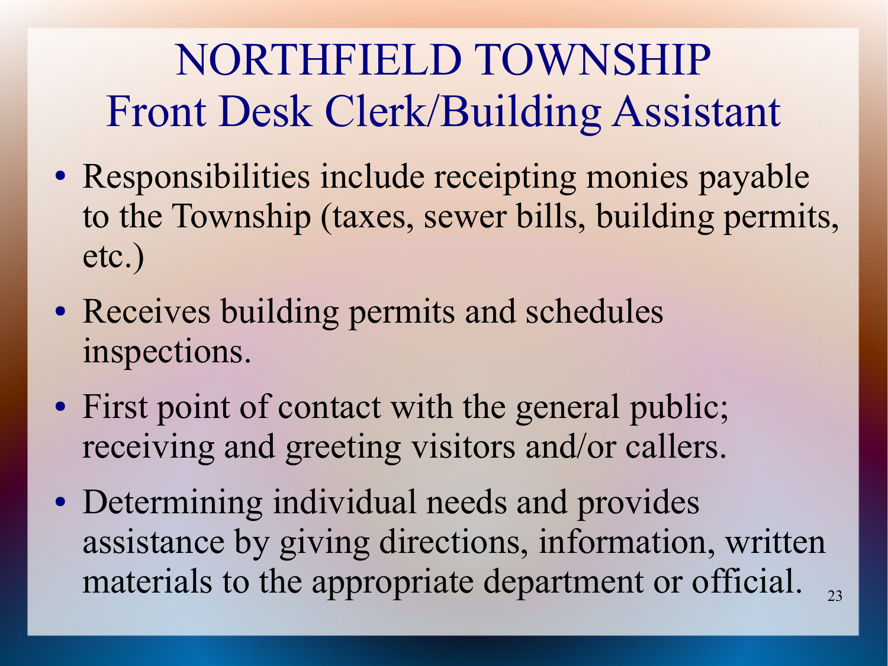# NORTHFIELD TOWNSHIP
## Front Desk Clerk/Building Assistant

- Responsibilities include receipting monies payable to the Township (taxes, sewer bills, building permits, etc.)
- Receives building permits and schedules inspections.
- First point of contact with the general public; receiving and greeting visitors and/or callers.
- Determining individual needs and provides assistance by giving directions, information, written materials to the appropriate department or official.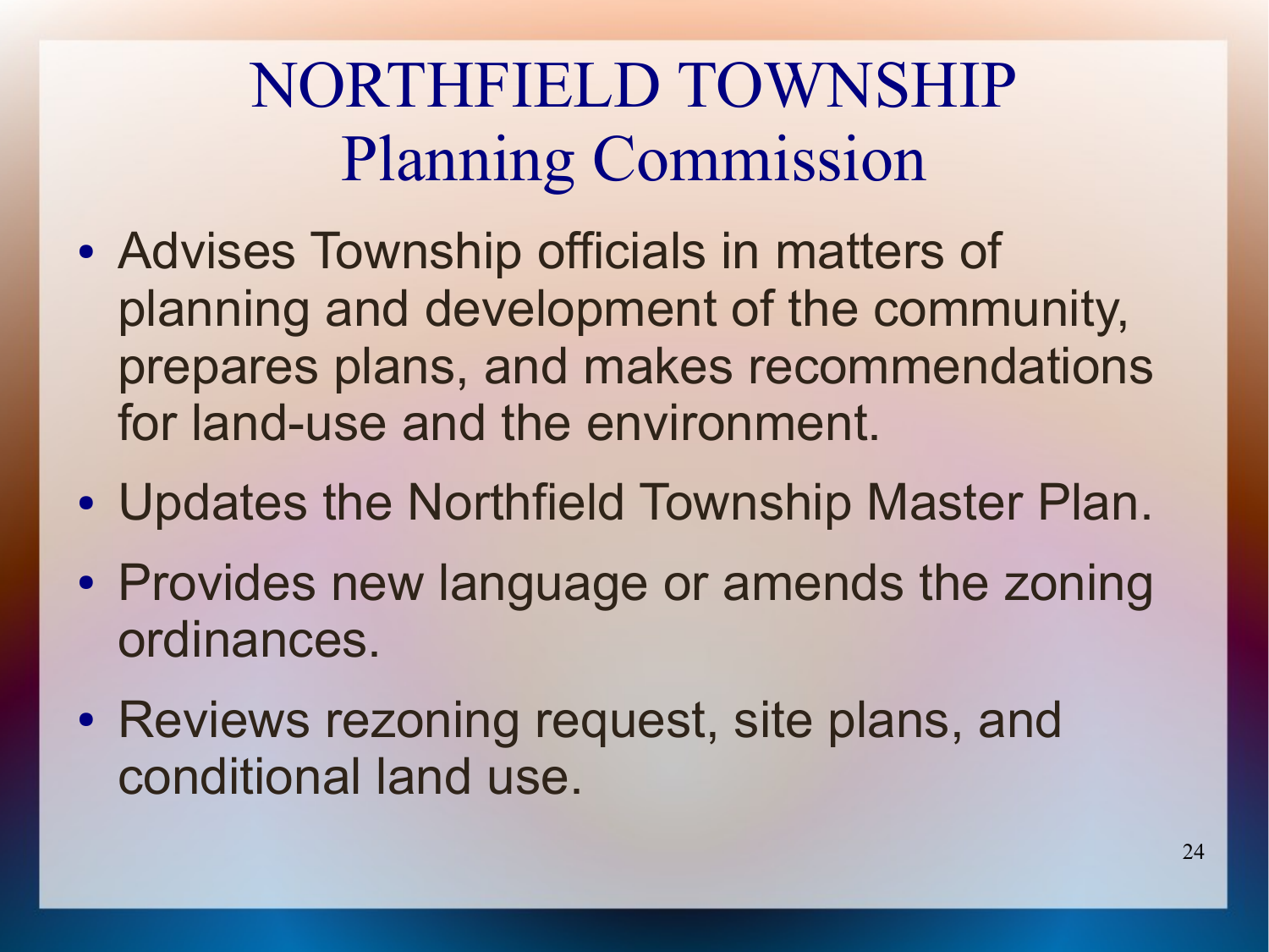# NORTHFIELD TOWNSHIP
## Planning Commission

- Advises Township officials in matters of planning and development of the community, prepares plans, and makes recommendations for land-use and the environment.
- Updates the Northfield Township Master Plan.
- Provides new language or amends the zoning ordinances.
- Reviews rezoning request, site plans, and conditional land use.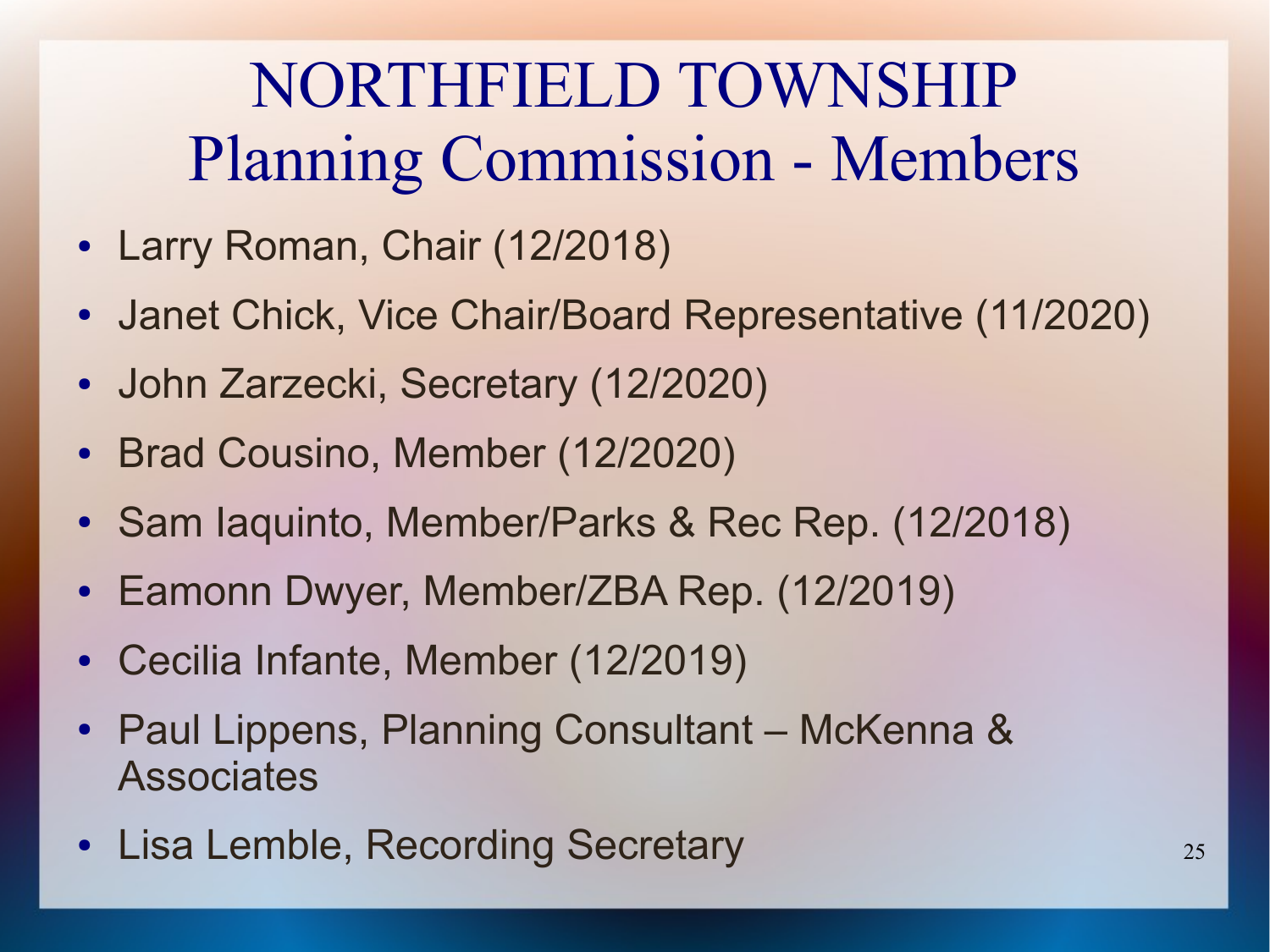# NORTHFIELD TOWNSHIP
## Planning Commission - Members

- Larry Roman, Chair (12/2018)
- Janet Chick, Vice Chair/Board Representative (11/2020)
- John Zarzecki, Secretary (12/2020)
- Brad Cousino, Member (12/2020)
- Sam Iaquinto, Member/Parks & Rec Rep. (12/2018)
- Eamonn Dwyer, Member/ZBA Rep. (12/2019)
- Cecilia Infante, Member (12/2019)
- Paul Lippens, Planning Consultant – McKenna & Associates
- Lisa Lemble, Recording Secretary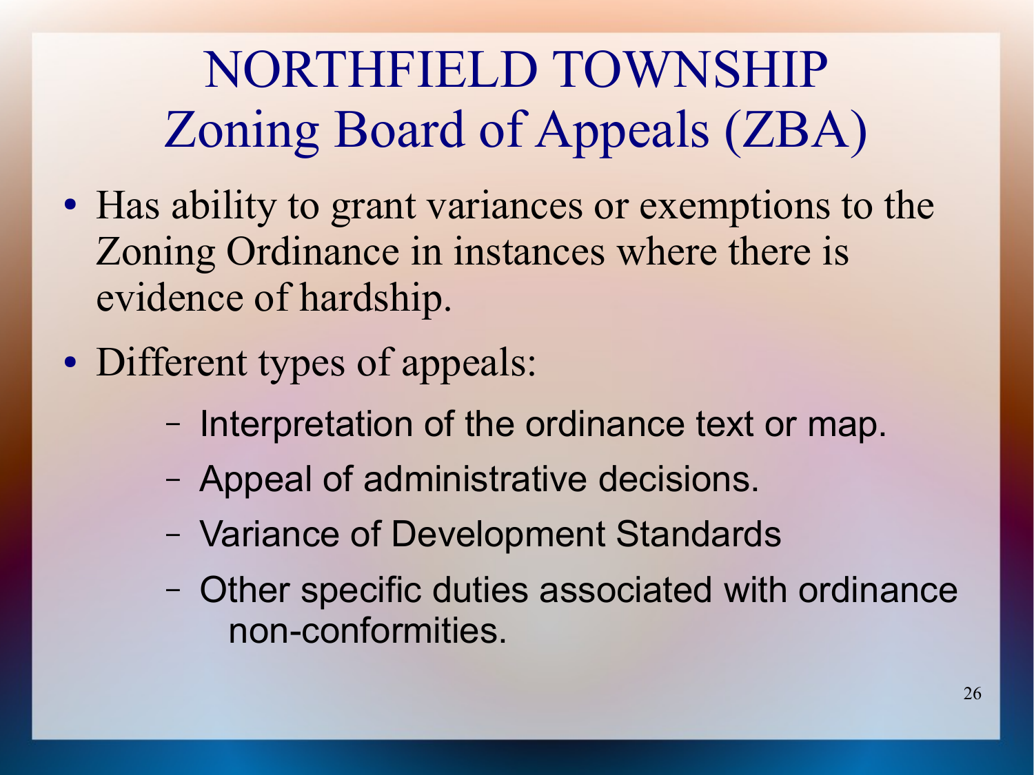# NORTHFIELD TOWNSHIP
# Zoning Board of Appeals (ZBA)

- Has ability to grant variances or exemptions to the Zoning Ordinance in instances where there is evidence of hardship.
- Different types of appeals:
  - Interpretation of the ordinance text or map.
  - Appeal of administrative decisions.
  - Variance of Development Standards
  - Other specific duties associated with ordinance non-conformities.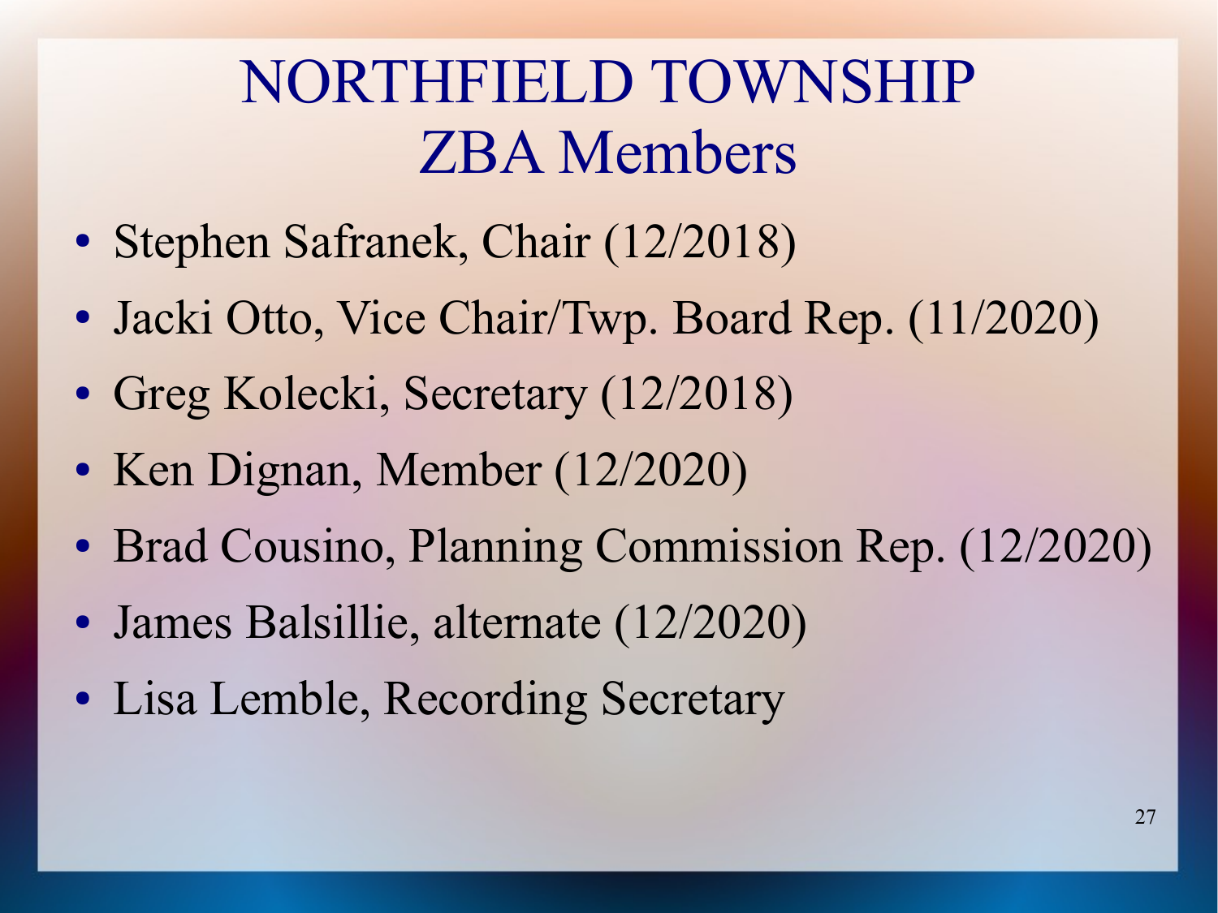# NORTHFIELD TOWNSHIP
# ZBA Members

- Stephen Safranek, Chair (12/2018)
- Jacki Otto, Vice Chair/Twp. Board Rep. (11/2020)
- Greg Kolecki, Secretary (12/2018)
- Ken Dignan, Member (12/2020)
- Brad Cousino, Planning Commission Rep. (12/2020)
- James Balsillie, alternate (12/2020)
- Lisa Lemble, Recording Secretary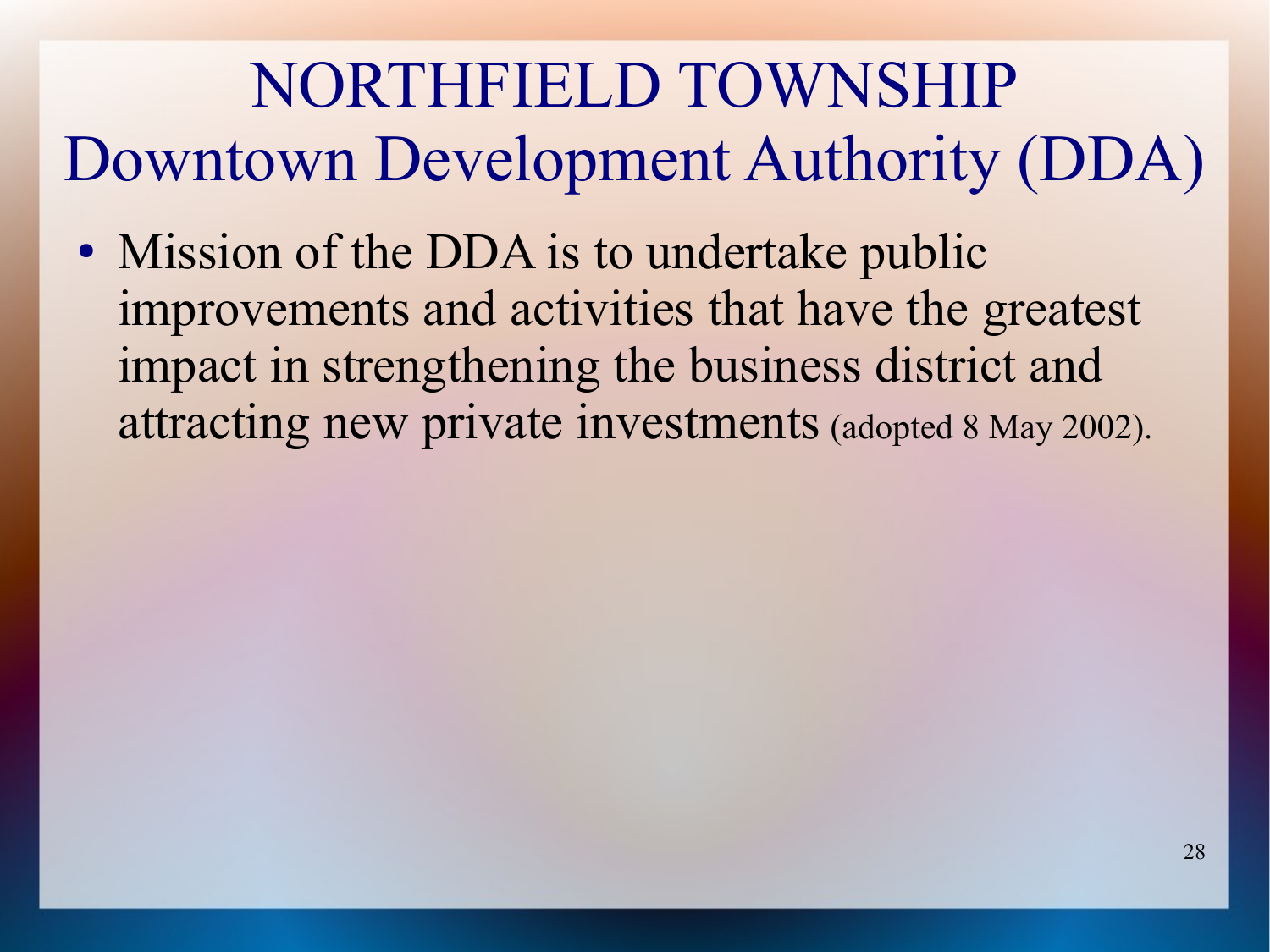# NORTHFIELD TOWNSHIP
# Downtown Development Authority (DDA)

- Mission of the DDA is to undertake public improvements and activities that have the greatest impact in strengthening the business district and attracting new private investments (adopted 8 May 2002).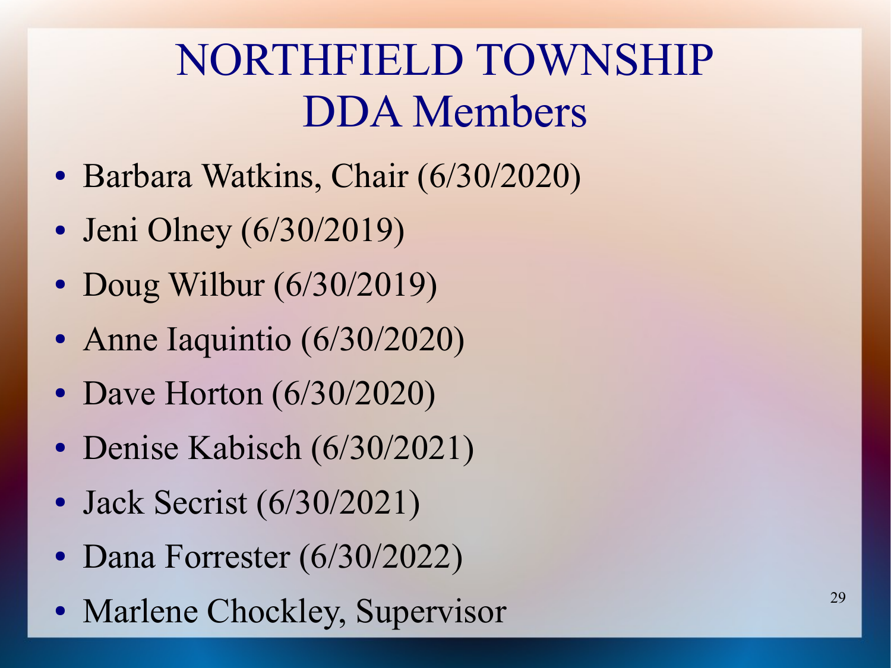# NORTHFIELD TOWNSHIP DDA Members

- Barbara Watkins, Chair (6/30/2020)
- Jeni Olney (6/30/2019)
- Doug Wilbur (6/30/2019)
- Anne Iaquintio (6/30/2020)
- Dave Horton (6/30/2020)
- Denise Kabisch (6/30/2021)
- Jack Secrist (6/30/2021)
- Dana Forrester (6/30/2022)
- Marlene Chockley, Supervisor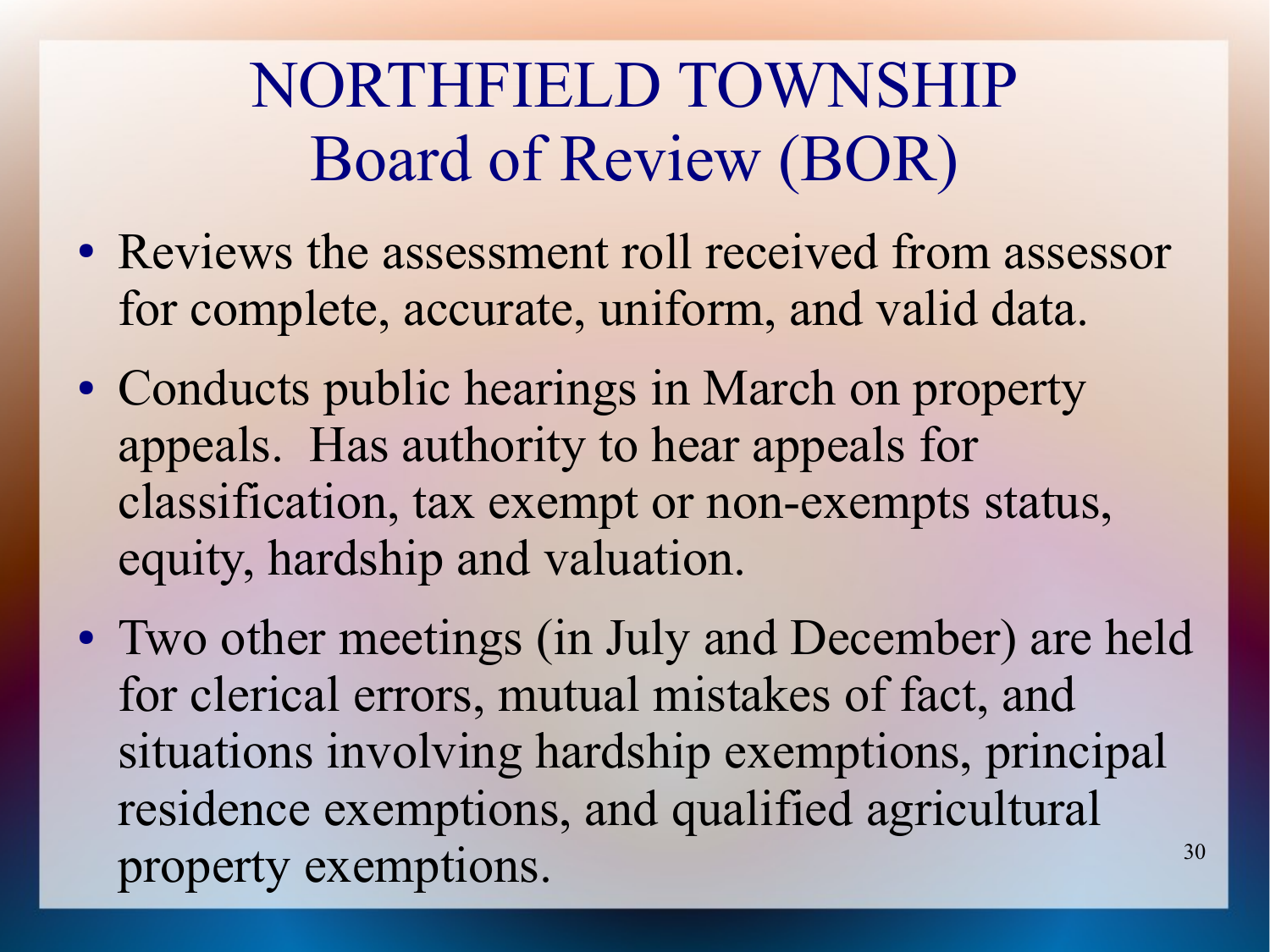# NORTHFIELD TOWNSHIP
## Board of Review (BOR)

- Reviews the assessment roll received from assessor for complete, accurate, uniform, and valid data.
- Conducts public hearings in March on property appeals. Has authority to hear appeals for classification, tax exempt or non-exempts status, equity, hardship and valuation.
- Two other meetings (in July and December) are held for clerical errors, mutual mistakes of fact, and situations involving hardship exemptions, principal residence exemptions, and qualified agricultural property exemptions.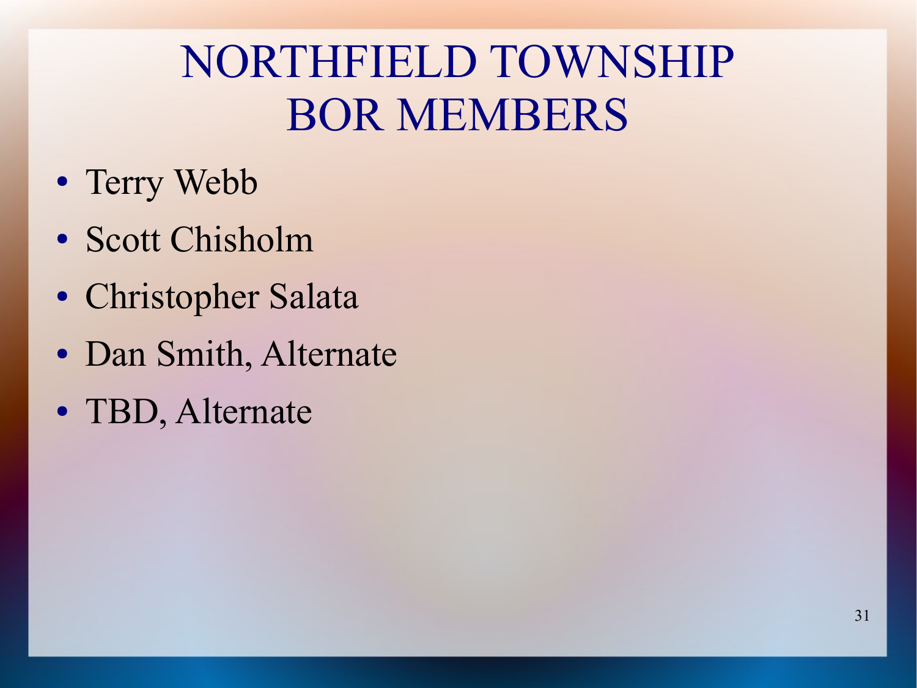# NORTHFIELD TOWNSHIP BOR MEMBERS

- Terry Webb
- Scott Chisholm
- Christopher Salata
- Dan Smith, Alternate
- TBD, Alternate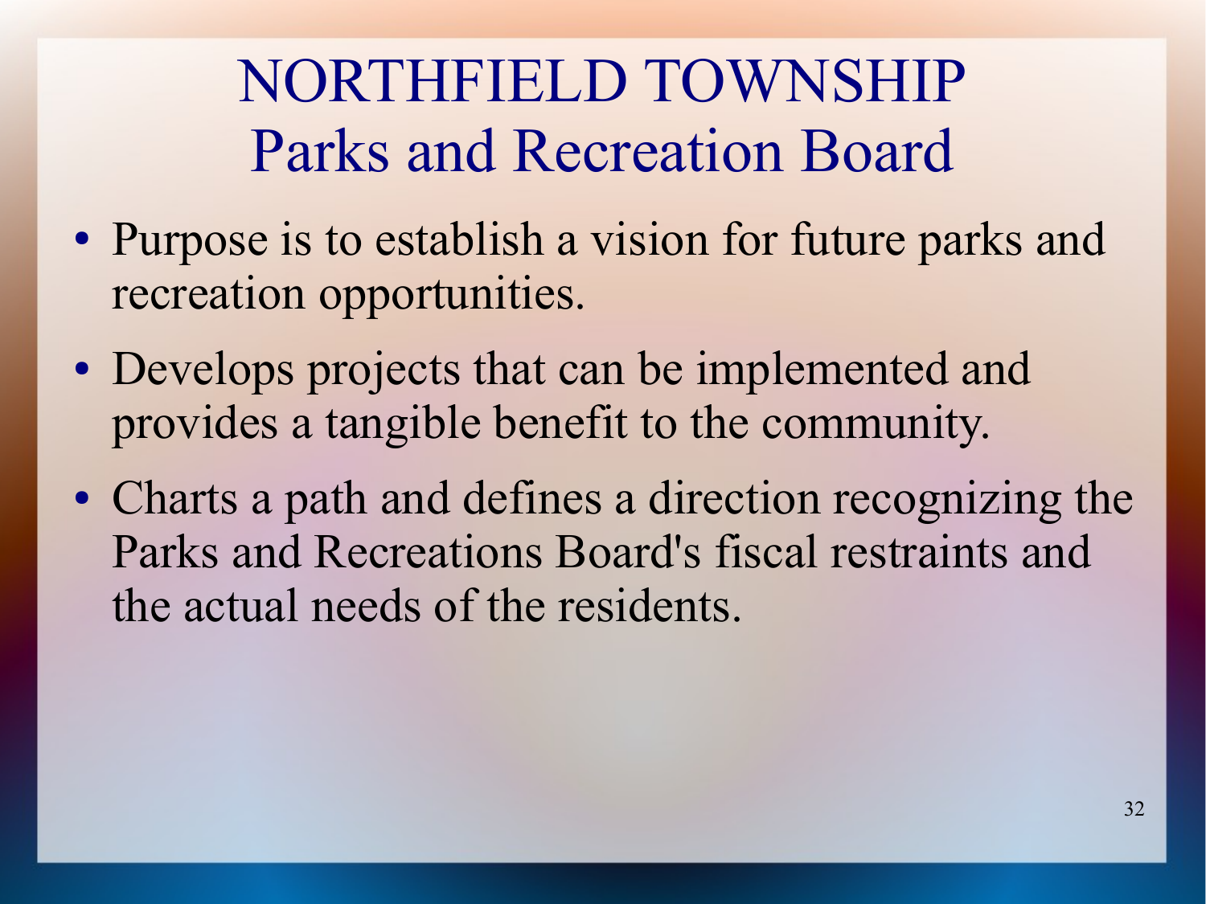# NORTHFIELD TOWNSHIP
## Parks and Recreation Board

- Purpose is to establish a vision for future parks and recreation opportunities.
- Develops projects that can be implemented and provides a tangible benefit to the community.
- Charts a path and defines a direction recognizing the Parks and Recreations Board's fiscal restraints and the actual needs of the residents.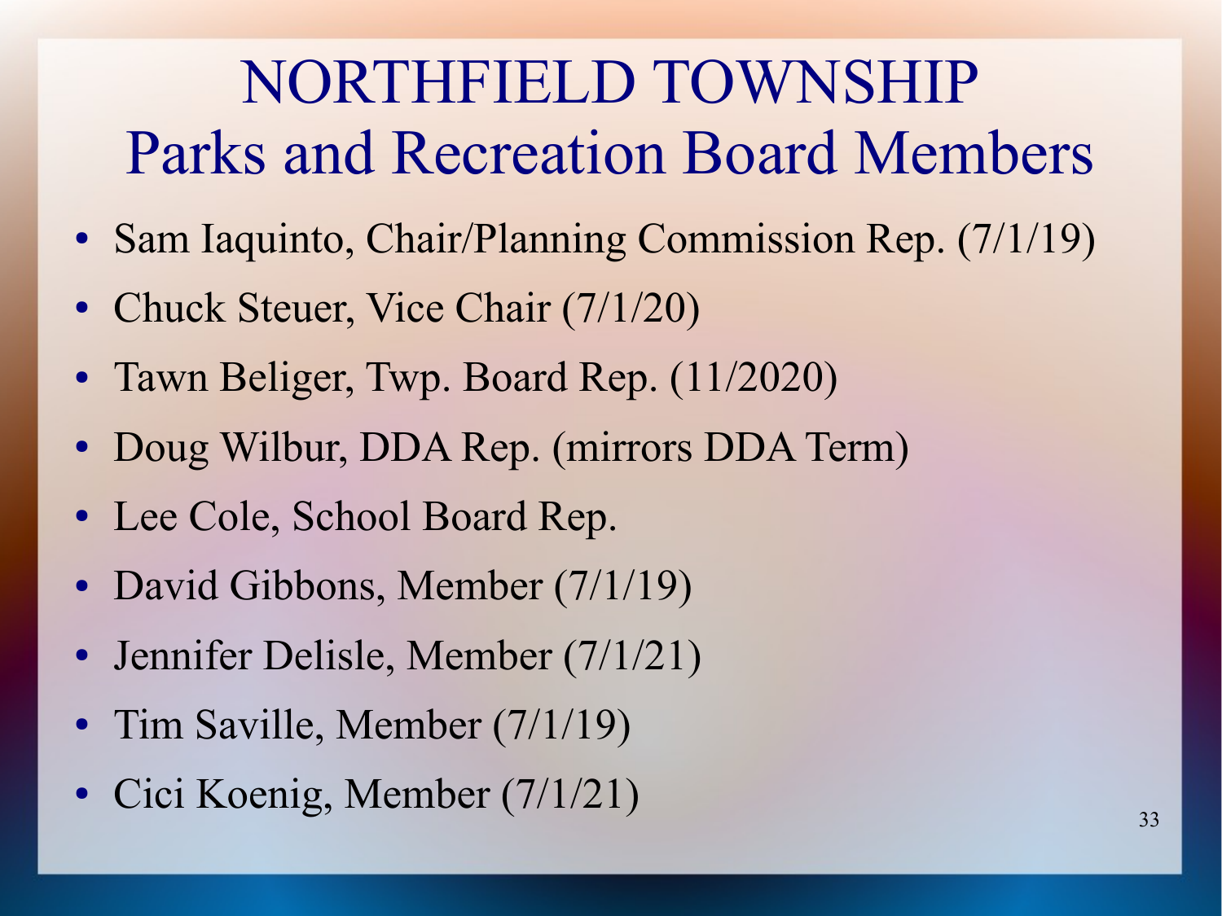# NORTHFIELD TOWNSHIP
## Parks and Recreation Board Members

- Sam Iaquinto, Chair/Planning Commission Rep. (7/1/19)
- Chuck Steuer, Vice Chair (7/1/20)
- Tawn Beliger, Twp. Board Rep. (11/2020)
- Doug Wilbur, DDA Rep. (mirrors DDA Term)
- Lee Cole, School Board Rep.
- David Gibbons, Member (7/1/19)
- Jennifer Delisle, Member (7/1/21)
- Tim Saville, Member (7/1/19)
- Cici Koenig, Member (7/1/21)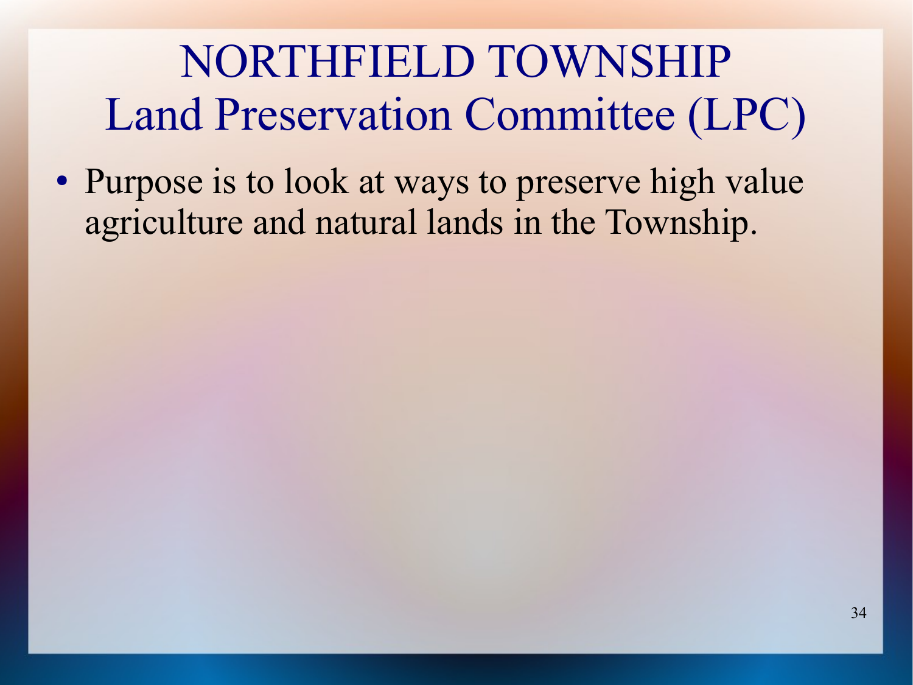# NORTHFIELD TOWNSHIP
# Land Preservation Committee (LPC)

- Purpose is to look at ways to preserve high value agriculture and natural lands in the Township.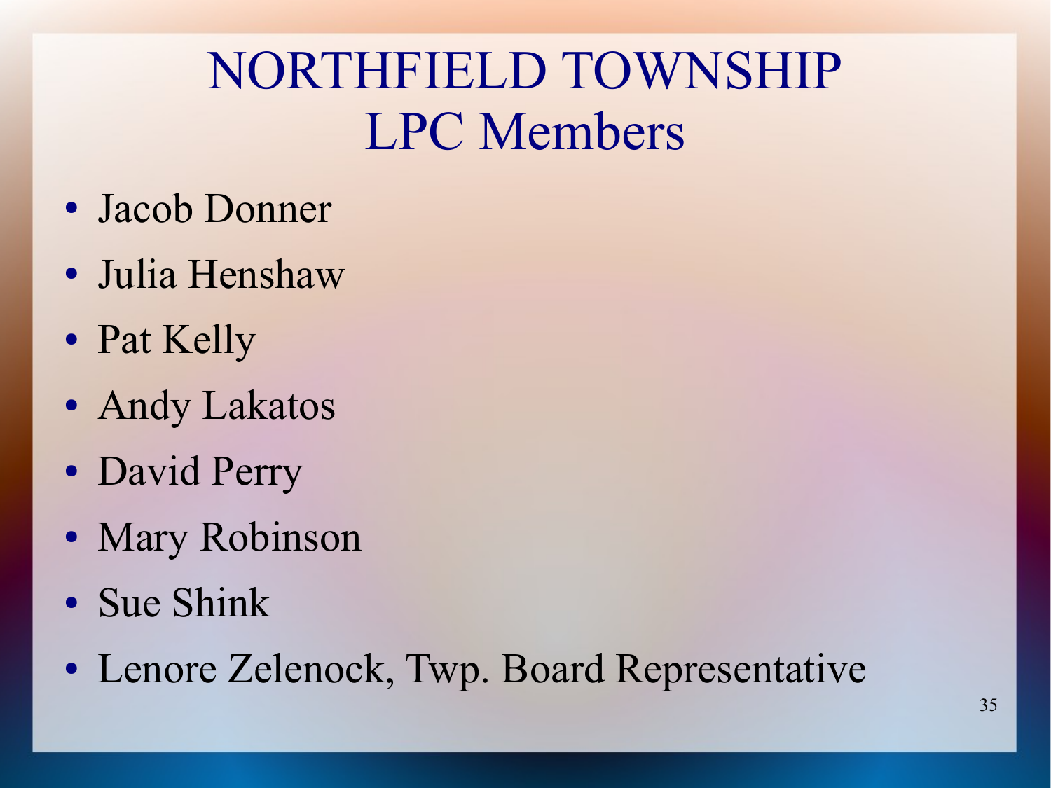# NORTHFIELD TOWNSHIP LPC Members

- Jacob Donner
- Julia Henshaw
- Pat Kelly
- Andy Lakatos
- David Perry
- Mary Robinson
- Sue Shink
- Lenore Zelenock, Twp. Board Representative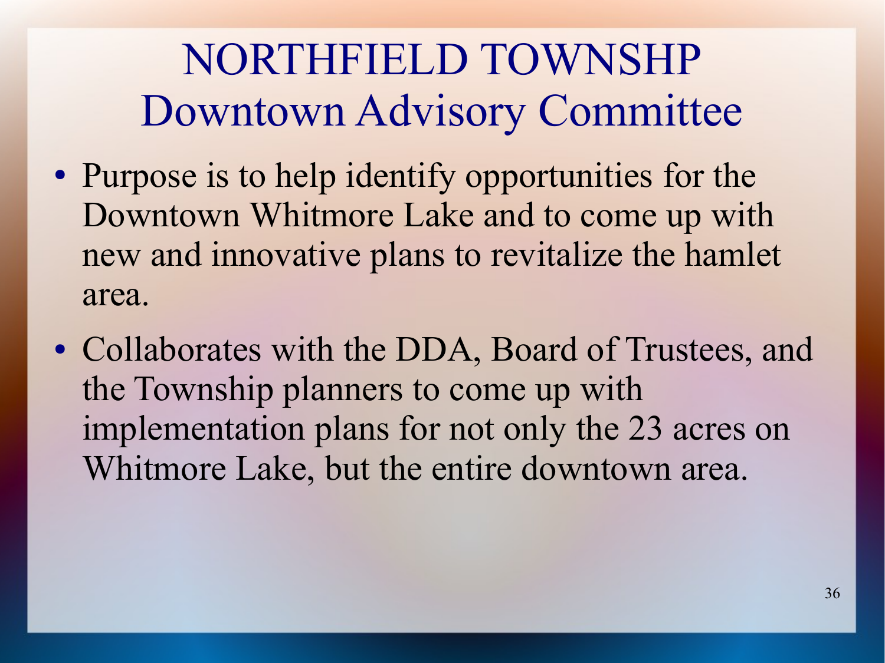# NORTHFIELD TOWNSHP
## Downtown Advisory Committee

- Purpose is to help identify opportunities for the Downtown Whitmore Lake and to come up with new and innovative plans to revitalize the hamlet area.
- Collaborates with the DDA, Board of Trustees, and the Township planners to come up with implementation plans for not only the 23 acres on Whitmore Lake, but the entire downtown area.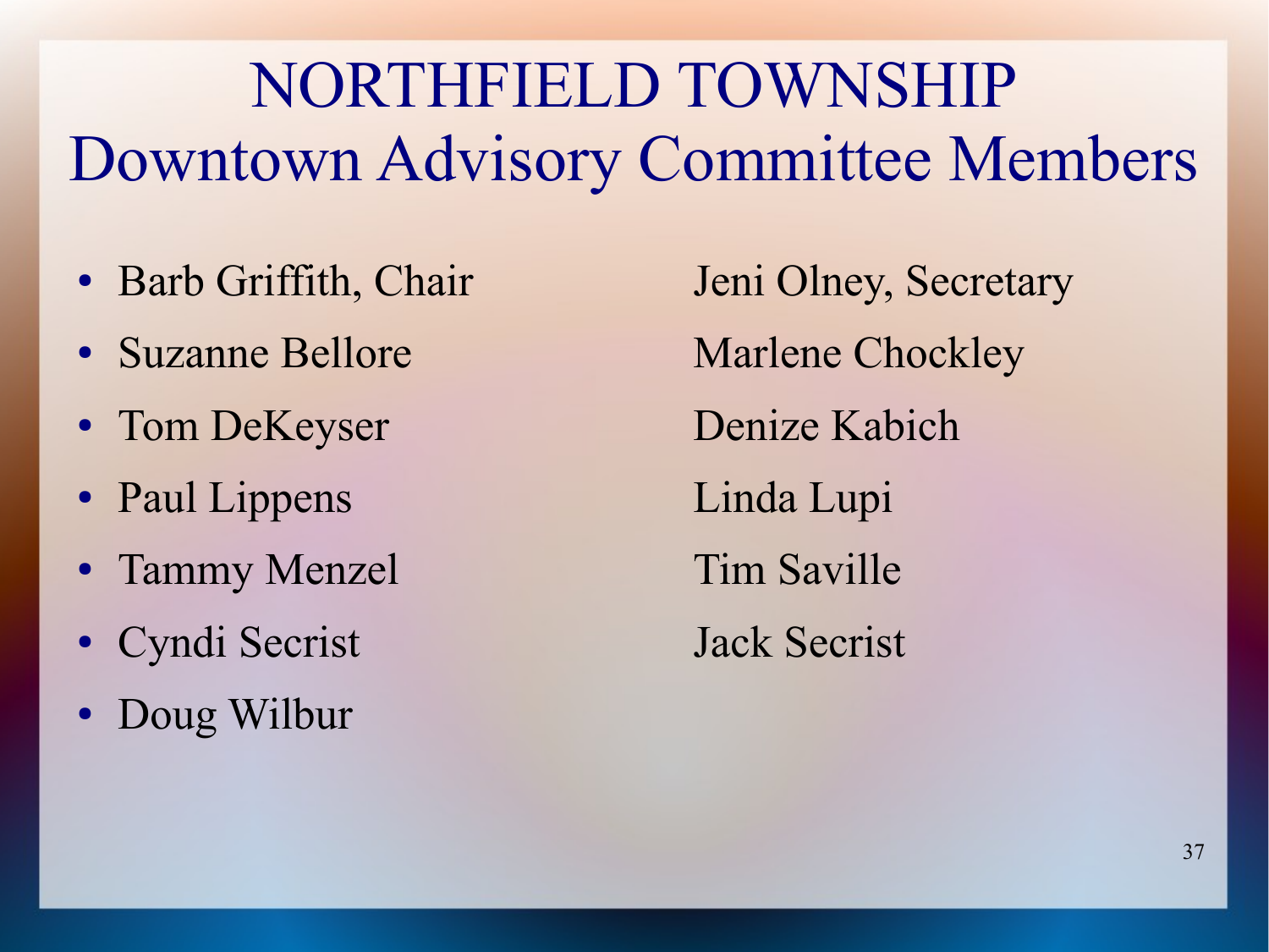# NORTHFIELD TOWNSHIP
# Downtown Advisory Committee Members

- Barb Griffith, Chair
- Suzanne Bellore
- Tom DeKeyser
- Paul Lippens
- Tammy Menzel
- Cyndi Secrist
- Doug Wilbur

Jeni Olney, Secretary
Marlene Chockley
Denize Kabich
Linda Lupi
Tim Saville
Jack Secrist